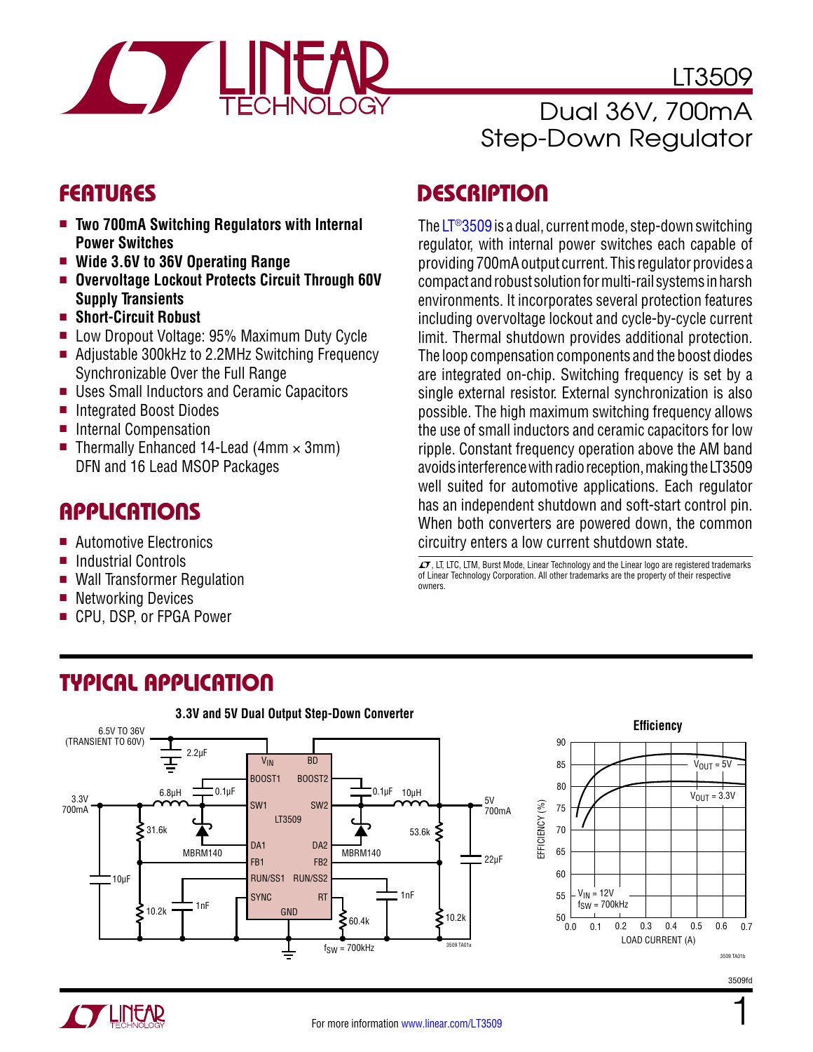# LT3509

## Dual 36V, 700mA Step-Down Regulator

## FEATURES

- **Two 700mA Switching Regulators with Internal Power Switches**
- **Wide 3.6V to 36V Operating Range**
- **Overvoltage Lockout Protects Circuit Through 60V Supply Transients**
- **Short-Circuit Robust**
- Low Dropout Voltage: 95% Maximum Duty Cycle
- Adjustable 300kHz to 2.2MHz Switching Frequency Synchronizable Over the Full Range
- Uses Small Inductors and Ceramic Capacitors
- Integrated Boost Diodes
- Internal Compensation
- Thermally Enhanced 14-Lead (4mm × 3mm) DFN and 16 Lead MSOP Packages

## APPLICATIONS

- Automotive Electronics
- Industrial Controls
- Wall Transformer Regulation
- Networking Devices
- CPU, DSP, or FPGA Power

## DESCRIPTION

The LT®3509 is a dual, current mode, step-down switching regulator, with internal power switches each capable of providing 700mA output current. This regulator provides a compact and robust solution for multi-rail systems in harsh environments. It incorporates several protection features including overvoltage lockout and cycle-by-cycle current limit. Thermal shutdown provides additional protection. The loop compensation components and the boost diodes are integrated on-chip. Switching frequency is set by a single external resistor. External synchronization is also possible. The high maximum switching frequency allows the use of small inductors and ceramic capacitors for low ripple. Constant frequency operation above the AM band avoids interference with radio reception, making the LT3509 well suited for automotive applications. Each regulator has an independent shutdown and soft-start control pin. When both converters are powered down, the common circuitry enters a low current shutdown state.

LT, LTC, LTM, Burst Mode, Linear Technology and the Linear logo are registered trademarks of Linear Technology Corporation. All other trademarks are the property of their respective owners.

## TYPICAL APPLICATION

**3.3V and 5V Dual Output Step-Down Converter**

**Efficiency**

For more information www.linear.com/LT3509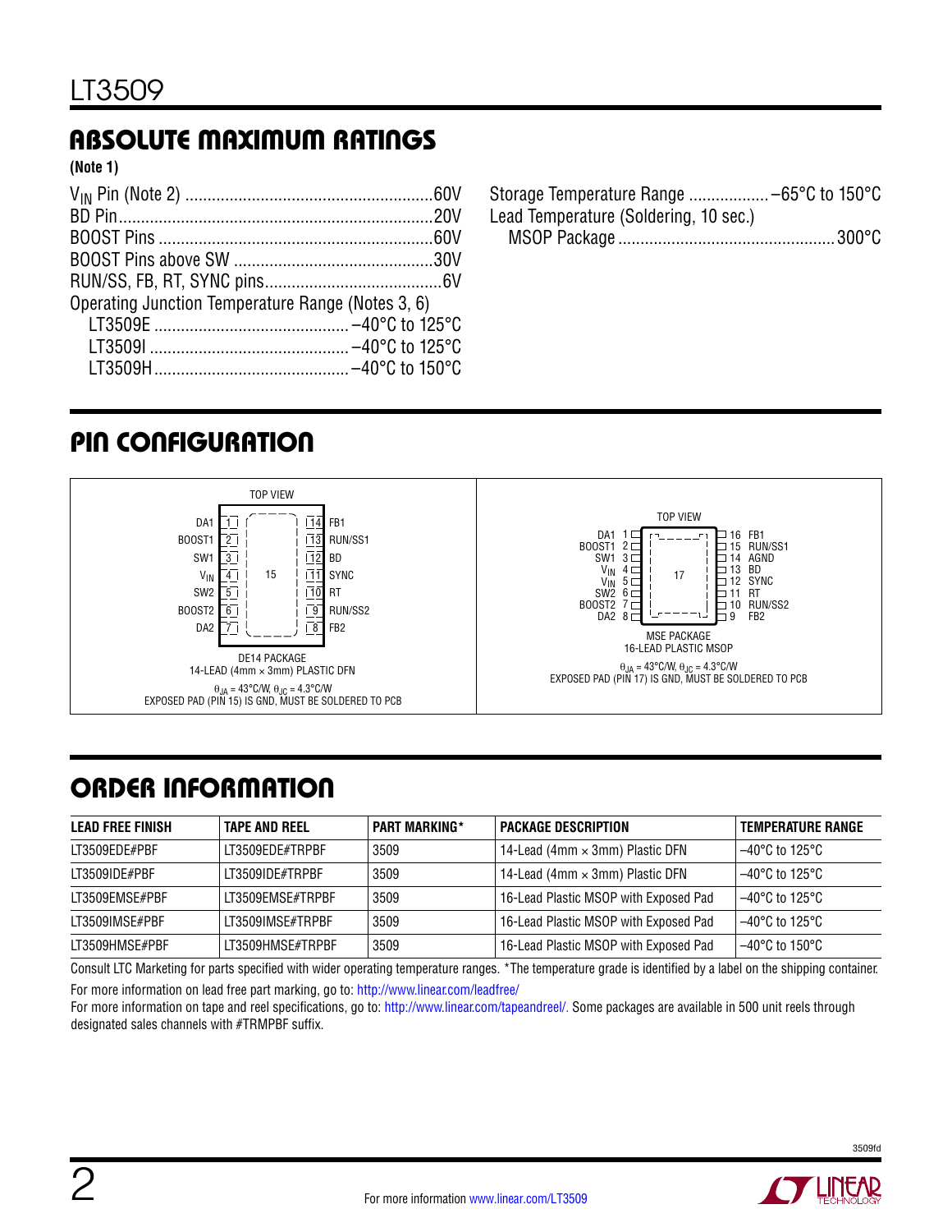## ABSOLUTE MAXIMUM RATINGS

**(Note 1)**

$V_{IN}$ Pin (Note 2) .......................................................60V
BD Pin.......................................................................20V
BOOST Pins ..............................................................60V
BOOST Pins above SW ..............................................30V
RUN/SS, FB, RT, SYNC pins.........................................6V
Operating Junction Temperature Range (Notes 3, 6)
LT3509E ............................................ –40°C to 125°C
LT3509I ............................................. –40°C to 125°C
LT3509H............................................ –40°C to 150°C
Storage Temperature Range .................. –65°C to 150°C
Lead Temperature (Soldering, 10 sec.)
MSOP Package .................................................300°C

## PIN CONFIGURATION

TOP VIEW

| Pin | Name | Pin | Name |
|---|---|---|---|
| 1 | DA1 | 14 | FB1 |
| 2 | BOOST1 | 13 | RUN/SS1 |
| 3 | SW1 | 12 | BD |
| 4 | $V_{IN}$ | 11 | SYNC |
| 5 | SW2 | 10 | RT |
| 6 | BOOST2 | 9 | RUN/SS2 |
| 7 | DA2 | 8 | FB2 |

DE14 PACKAGE
14-LEAD (4mm × 3mm) PLASTIC DFN
$\theta_{JA}$ = 43°C/W, $\theta_{JC}$ = 4.3°C/W
EXPOSED PAD (PIN 15) IS GND, MUST BE SOLDERED TO PCB

TOP VIEW

| Pin | Name | Pin | Name |
|---|---|---|---|
| 1 | DA1 | 16 | FB1 |
| 2 | BOOST1 | 15 | RUN/SS1 |
| 3 | SW1 | 14 | AGND |
| 4 | $V_{IN}$ | 13 | BD |
| 5 | $V_{IN}$ | 12 | SYNC |
| 6 | SW2 | 11 | RT |
| 7 | BOOST2 | 10 | RUN/SS2 |
| 8 | DA2 | 9 | FB2 |

MSE PACKAGE
16-LEAD PLASTIC MSOP
$\theta_{JA}$ = 43°C/W, $\theta_{JC}$ = 4.3°C/W
EXPOSED PAD (PIN 17) IS GND, MUST BE SOLDERED TO PCB

## ORDER INFORMATION

| LEAD FREE FINISH | TAPE AND REEL | PART MARKING* | PACKAGE DESCRIPTION | TEMPERATURE RANGE |
|---|---|---|---|---|
| LT3509EDE#PBF | LT3509EDE#TRPBF | 3509 | 14-Lead (4mm × 3mm) Plastic DFN | –40°C to 125°C |
| LT3509IDE#PBF | LT3509IDE#TRPBF | 3509 | 14-Lead (4mm × 3mm) Plastic DFN | –40°C to 125°C |
| LT3509EMSE#PBF | LT3509EMSE#TRPBF | 3509 | 16-Lead Plastic MSOP with Exposed Pad | –40°C to 125°C |
| LT3509IMSE#PBF | LT3509IMSE#TRPBF | 3509 | 16-Lead Plastic MSOP with Exposed Pad | –40°C to 125°C |
| LT3509HMSE#PBF | LT3509HMSE#TRPBF | 3509 | 16-Lead Plastic MSOP with Exposed Pad | –40°C to 150°C |

Consult LTC Marketing for parts specified with wider operating temperature ranges. *The temperature grade is identified by a label on the shipping container.

For more information on lead free part marking, go to: http://www.linear.com/leadfree/

For more information on tape and reel specifications, go to: http://www.linear.com/tapeandreel/. Some packages are available in 500 unit reels through designated sales channels with #TRMPBF suffix.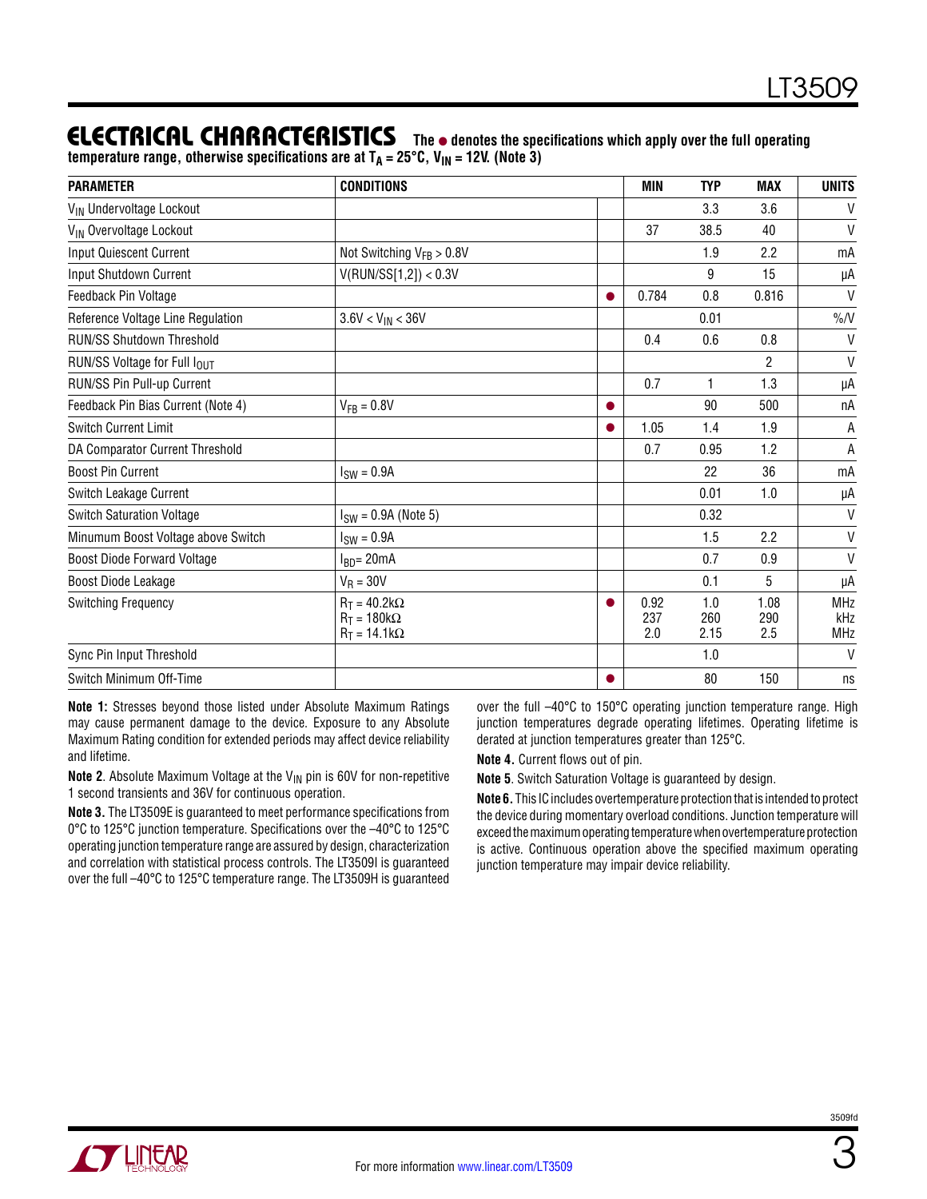## ELECTRICAL CHARACTERISTICS

**The ● denotes the specifications which apply over the full operating temperature range, otherwise specifications are at $T_A = 25°C$, $V_{IN} = 12V$. (Note 3)**

| PARAMETER | CONDITIONS | | MIN | TYP | MAX | UNITS |
|---|---|---|---|---|---|---|
| $V_{IN}$ Undervoltage Lockout | | | | 3.3 | 3.6 | V |
| $V_{IN}$ Overvoltage Lockout | | | 37 | 38.5 | 40 | V |
| Input Quiescent Current | Not Switching $V_{FB} > 0.8V$ | | | 1.9 | 2.2 | mA |
| Input Shutdown Current | V(RUN/SS[1,2]) < 0.3V | | | 9 | 15 | µA |
| Feedback Pin Voltage | | ● | 0.784 | 0.8 | 0.816 | V |
| Reference Voltage Line Regulation | $3.6V < V_{IN} < 36V$ | | | 0.01 | | %/V |
| RUN/SS Shutdown Threshold | | | 0.4 | 0.6 | 0.8 | V |
| RUN/SS Voltage for Full $I_{OUT}$ | | | | | 2 | V |
| RUN/SS Pin Pull-up Current | | | 0.7 | 1 | 1.3 | µA |
| Feedback Pin Bias Current (Note 4) | $V_{FB} = 0.8V$ | ● | | 90 | 500 | nA |
| Switch Current Limit | | ● | 1.05 | 1.4 | 1.9 | A |
| DA Comparator Current Threshold | | | 0.7 | 0.95 | 1.2 | A |
| Boost Pin Current | $I_{SW} = 0.9A$ | | | 22 | 36 | mA |
| Switch Leakage Current | | | | 0.01 | 1.0 | µA |
| Switch Saturation Voltage | $I_{SW} = 0.9A$ (Note 5) | | | 0.32 | | V |
| Minumum Boost Voltage above Switch | $I_{SW} = 0.9A$ | | | 1.5 | 2.2 | V |
| Boost Diode Forward Voltage | $I_{BD} = 20mA$ | | | 0.7 | 0.9 | V |
| Boost Diode Leakage | $V_R = 30V$ | | | 0.1 | 5 | µA |
| Switching Frequency | $R_T = 40.2kΩ$<br>$R_T = 180kΩ$<br>$R_T = 14.1kΩ$ | ● | 0.92<br>237<br>2.0 | 1.0<br>260<br>2.15 | 1.08<br>290<br>2.5 | MHz<br>kHz<br>MHz |
| Sync Pin Input Threshold | | | | 1.0 | | V |
| Switch Minimum Off-Time | | ● | | 80 | 150 | ns |

**Note 1:** Stresses beyond those listed under Absolute Maximum Ratings may cause permanent damage to the device. Exposure to any Absolute Maximum Rating condition for extended periods may affect device reliability and lifetime.

**Note 2**. Absolute Maximum Voltage at the $V_{IN}$ pin is 60V for non-repetitive 1 second transients and 36V for continuous operation.

**Note 3.** The LT3509E is guaranteed to meet performance specifications from 0°C to 125°C junction temperature. Specifications over the –40°C to 125°C operating junction temperature range are assured by design, characterization and correlation with statistical process controls. The LT3509I is guaranteed over the full –40°C to 125°C temperature range. The LT3509H is guaranteed over the full –40°C to 150°C operating junction temperature range. High junction temperatures degrade operating lifetimes. Operating lifetime is derated at junction temperatures greater than 125°C.

**Note 4.** Current flows out of pin.

**Note 5**. Switch Saturation Voltage is guaranteed by design.

**Note 6.** This IC includes overtemperature protection that is intended to protect the device during momentary overload conditions. Junction temperature will exceed the maximum operating temperature when overtemperature protection is active. Continuous operation above the specified maximum operating junction temperature may impair device reliability.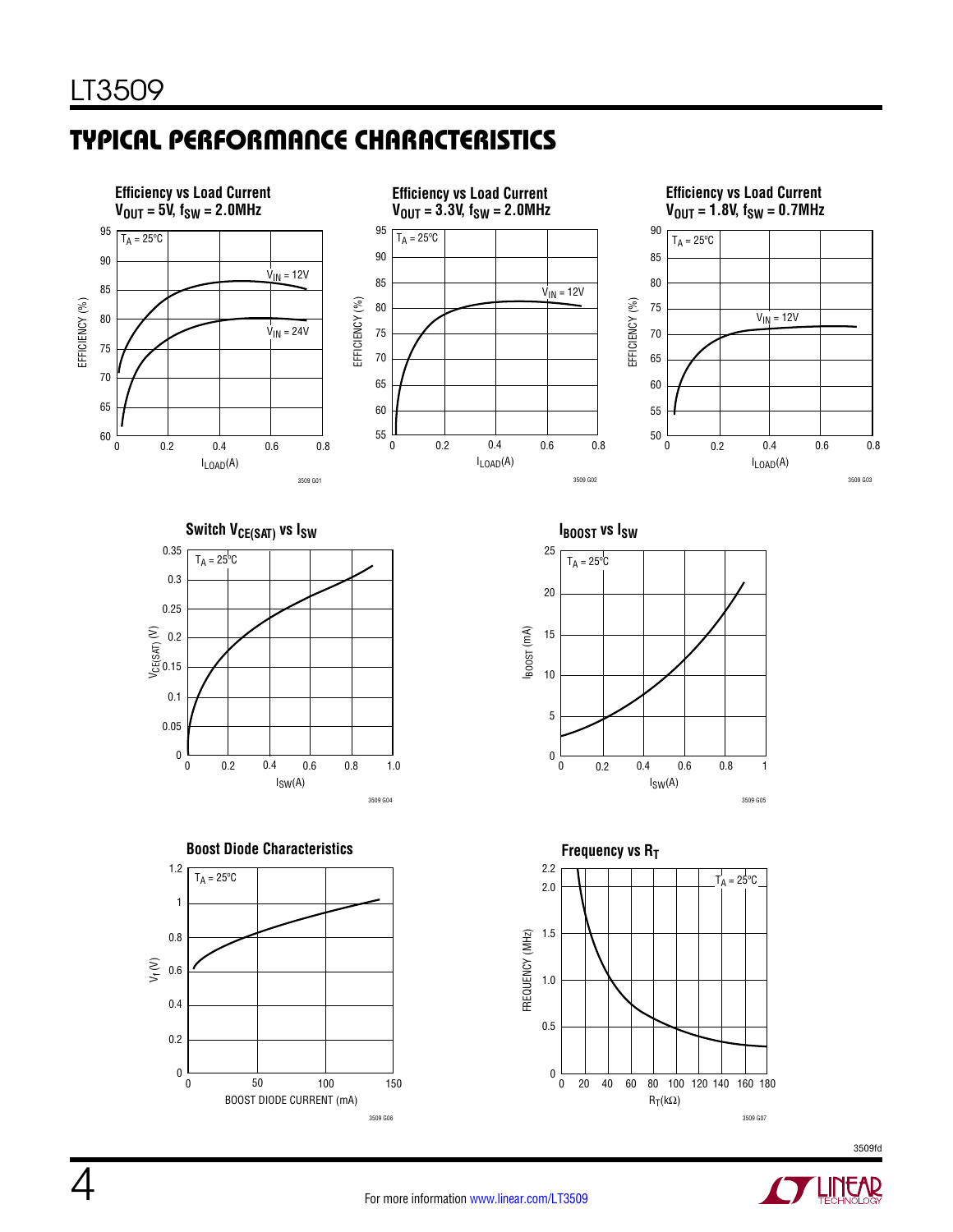## TYPICAL PERFORMANCE CHARACTERISTICS

**Efficiency vs Load Current**
**$V_{OUT}$ = 5V, $f_{SW}$ = 2.0MHz**

$T_A$ = 25°C

$V_{IN}$ = 12V

$V_{IN}$ = 24V

EFFICIENCY (%)

$I_{LOAD}$(A)

3509 G01

**Efficiency vs Load Current**
**$V_{OUT}$ = 3.3V, $f_{SW}$ = 2.0MHz**

$T_A$ = 25°C

$V_{IN}$ = 12V

EFFICIENCY (%)

$I_{LOAD}$(A)

3509 G02

**Efficiency vs Load Current**
**$V_{OUT}$ = 1.8V, $f_{SW}$ = 0.7MHz**

$T_A$ = 25°C

$V_{IN}$ = 12V

EFFICIENCY (%)

$I_{LOAD}$(A)

3509 G03

**Switch $V_{CE(SAT)}$ vs $I_{SW}$**

$T_A$ = 25°C

$V_{CE(SAT)}$ (V)

$I_{SW}$(A)

3509 G04

**$I_{BOOST}$ vs $I_{SW}$**

$T_A$ = 25°C

$I_{BOOST}$ (mA)

$I_{SW}$(A)

3509 G05

**Boost Diode Characteristics**

$T_A$ = 25°C

$V_f$ (V)

BOOST DIODE CURRENT (mA)

3509 G06

**Frequency vs $R_T$**

$T_A$ = 25°C

FREQUENCY (MHz)

$R_T$(kΩ)

3509 G07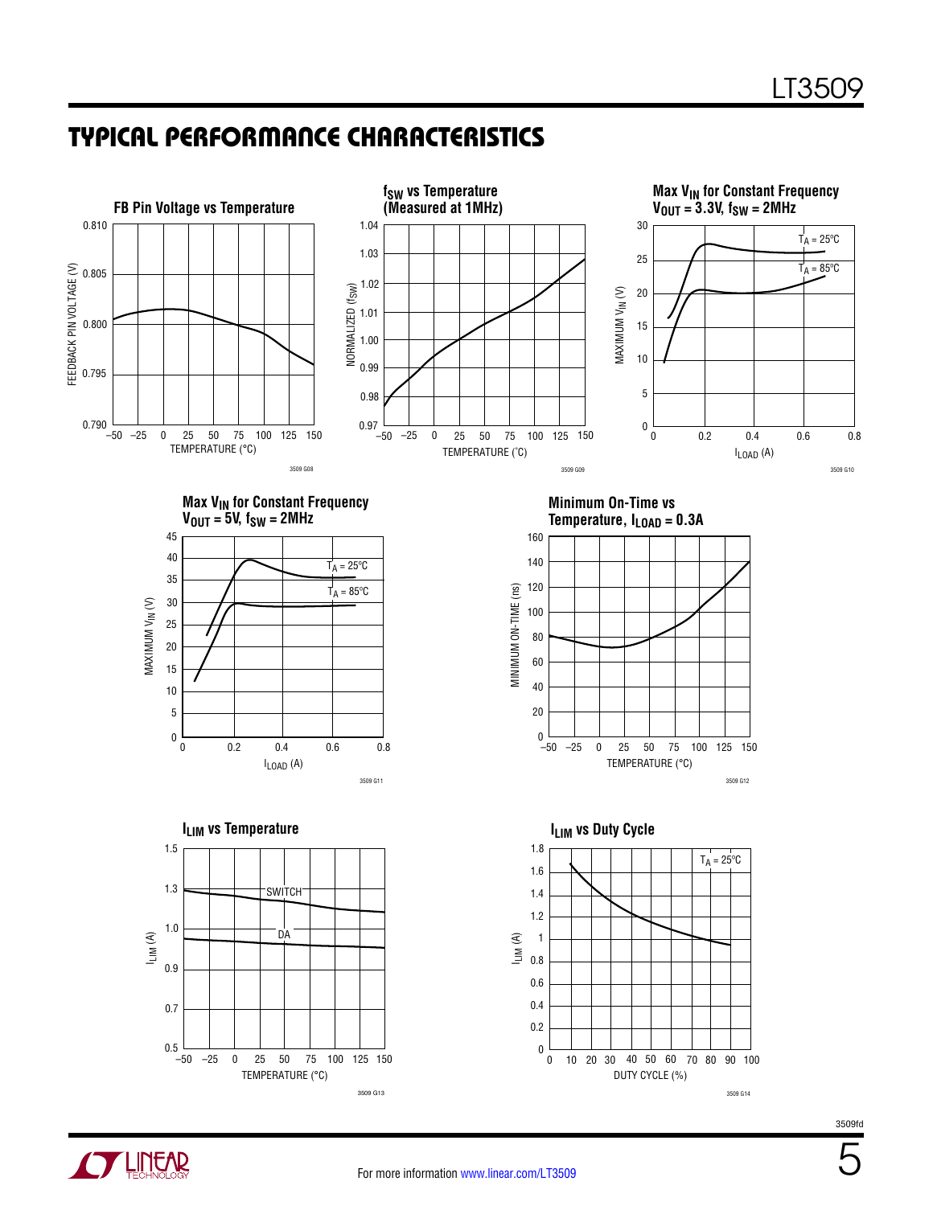## TYPICAL PERFORMANCE CHARACTERISTICS

**FB Pin Voltage vs Temperature**

FEEDBACK PIN VOLTAGE (V): 0.790, 0.795, 0.800, 0.805, 0.810

TEMPERATURE (°C): –50, –25, 0, 25, 50, 75, 100, 125, 150

3509 G08

**$f_{SW}$ vs Temperature (Measured at 1MHz)**

NORMALIZED ($f_{SW}$): 0.97, 0.98, 0.99, 1.00, 1.01, 1.02, 1.03, 1.04

TEMPERATURE (°C): –50, –25, 0, 25, 50, 75, 100, 125, 150

3509 G09

**Max $V_{IN}$ for Constant Frequency $V_{OUT}$ = 3.3V, $f_{SW}$ = 2MHz**

MAXIMUM $V_{IN}$ (V): 0, 5, 10, 15, 20, 25, 30

$I_{LOAD}$ (A): 0, 0.2, 0.4, 0.6, 0.8

$T_A$ = 25°C

$T_A$ = 85°C

3509 G10

**Max $V_{IN}$ for Constant Frequency $V_{OUT}$ = 5V, $f_{SW}$ = 2MHz**

MAXIMUM $V_{IN}$ (V): 0, 5, 10, 15, 20, 25, 30, 35, 40, 45

$I_{LOAD}$ (A): 0, 0.2, 0.4, 0.6, 0.8

$T_A$ = 25°C

$T_A$ = 85°C

3509 G11

**Minimum On-Time vs Temperature, $I_{LOAD}$ = 0.3A**

MINIMUM ON-TIME (ns): 0, 20, 40, 60, 80, 100, 120, 140, 160

TEMPERATURE (°C): –50, –25, 0, 25, 50, 75, 100, 125, 150

3509 G12

**$I_{LIM}$ vs Temperature**

$I_{LIM}$ (A): 0.5, 0.7, 0.9, 1.0, 1.3, 1.5

TEMPERATURE (°C): –50, –25, 0, 25, 50, 75, 100, 125, 150

SWITCH

DA

3509 G13

**$I_{LIM}$ vs Duty Cycle**

$I_{LIM}$ (A): 0, 0.2, 0.4, 0.6, 0.8, 1, 1.2, 1.4, 1.6, 1.8

DUTY CYCLE (%): 0, 10, 20, 30, 40, 50, 60, 70, 80, 90, 100

$T_A$ = 25°C

3509 G14

3509fd

For more information www.linear.com/LT3509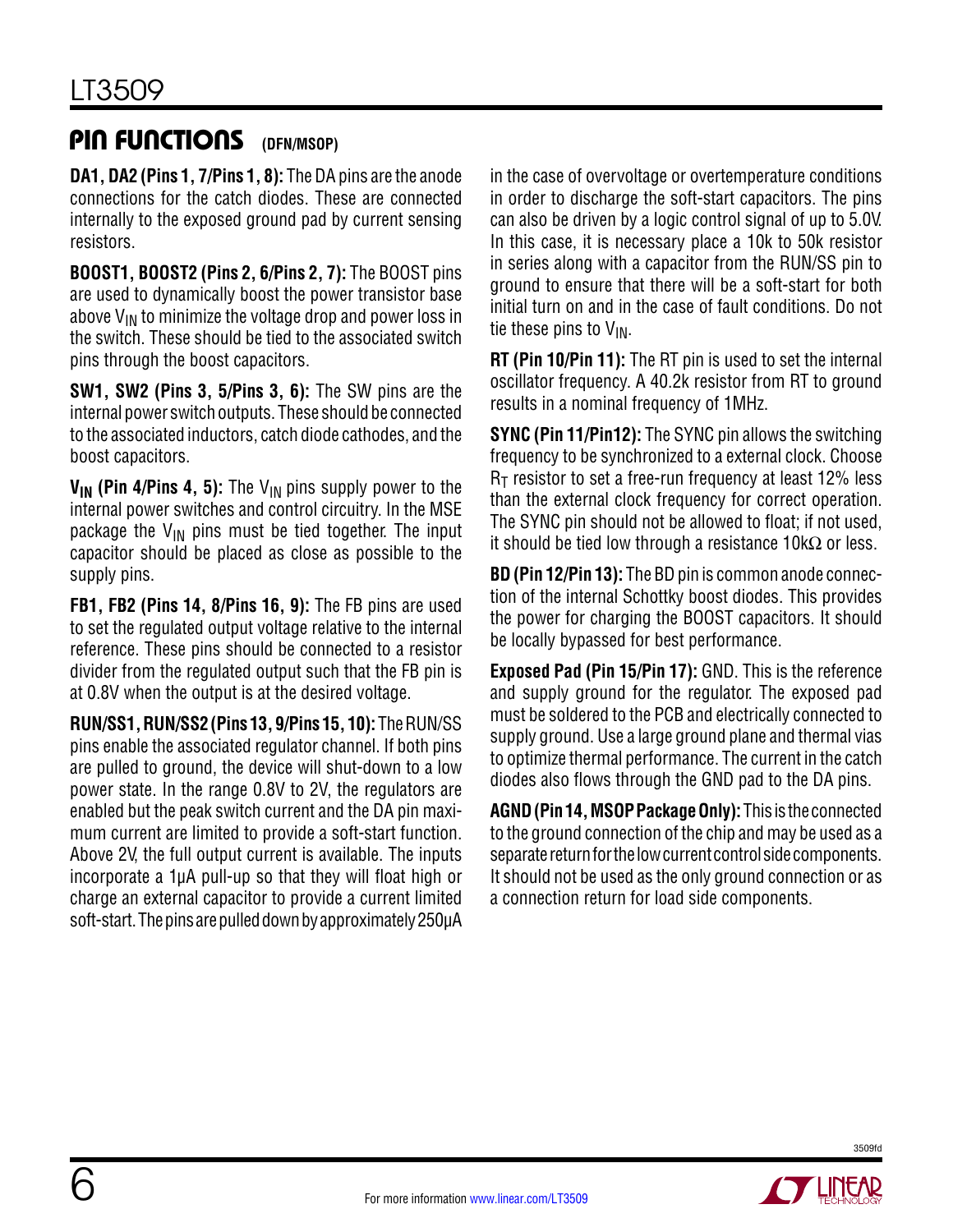## PIN FUNCTIONS (DFN/MSOP)

**DA1, DA2 (Pins 1, 7/Pins 1, 8):** The DA pins are the anode connections for the catch diodes. These are connected internally to the exposed ground pad by current sensing resistors.

**BOOST1, BOOST2 (Pins 2, 6/Pins 2, 7):** The BOOST pins are used to dynamically boost the power transistor base above $V_{IN}$ to minimize the voltage drop and power loss in the switch. These should be tied to the associated switch pins through the boost capacitors.

**SW1, SW2 (Pins 3, 5/Pins 3, 6):** The SW pins are the internal power switch outputs. These should be connected to the associated inductors, catch diode cathodes, and the boost capacitors.

**$V_{IN}$ (Pin 4/Pins 4, 5):** The $V_{IN}$ pins supply power to the internal power switches and control circuitry. In the MSE package the $V_{IN}$ pins must be tied together. The input capacitor should be placed as close as possible to the supply pins.

**FB1, FB2 (Pins 14, 8/Pins 16, 9):** The FB pins are used to set the regulated output voltage relative to the internal reference. These pins should be connected to a resistor divider from the regulated output such that the FB pin is at 0.8V when the output is at the desired voltage.

**RUN/SS1, RUN/SS2 (Pins 13, 9/Pins 15, 10):** The RUN/SS pins enable the associated regulator channel. If both pins are pulled to ground, the device will shut-down to a low power state. In the range 0.8V to 2V, the regulators are enabled but the peak switch current and the DA pin maximum current are limited to provide a soft-start function. Above 2V, the full output current is available. The inputs incorporate a 1µA pull-up so that they will float high or charge an external capacitor to provide a current limited soft-start. The pins are pulled down by approximately 250µA in the case of overvoltage or overtemperature conditions in order to discharge the soft-start capacitors. The pins can also be driven by a logic control signal of up to 5.0V. In this case, it is necessary place a 10k to 50k resistor in series along with a capacitor from the RUN/SS pin to ground to ensure that there will be a soft-start for both initial turn on and in the case of fault conditions. Do not tie these pins to $V_{IN}$.

**RT (Pin 10/Pin 11):** The RT pin is used to set the internal oscillator frequency. A 40.2k resistor from RT to ground results in a nominal frequency of 1MHz.

**SYNC (Pin 11/Pin12):** The SYNC pin allows the switching frequency to be synchronized to a external clock. Choose $R_T$ resistor to set a free-run frequency at least 12% less than the external clock frequency for correct operation. The SYNC pin should not be allowed to float; if not used, it should be tied low through a resistance 10kΩ or less.

**BD (Pin 12/Pin 13):** The BD pin is common anode connection of the internal Schottky boost diodes. This provides the power for charging the BOOST capacitors. It should be locally bypassed for best performance.

**Exposed Pad (Pin 15/Pin 17):** GND. This is the reference and supply ground for the regulator. The exposed pad must be soldered to the PCB and electrically connected to supply ground. Use a large ground plane and thermal vias to optimize thermal performance. The current in the catch diodes also flows through the GND pad to the DA pins.

**AGND (Pin 14, MSOP Package Only):** This is the connected to the ground connection of the chip and may be used as a separate return for the low current control side components. It should not be used as the only ground connection or as a connection return for load side components.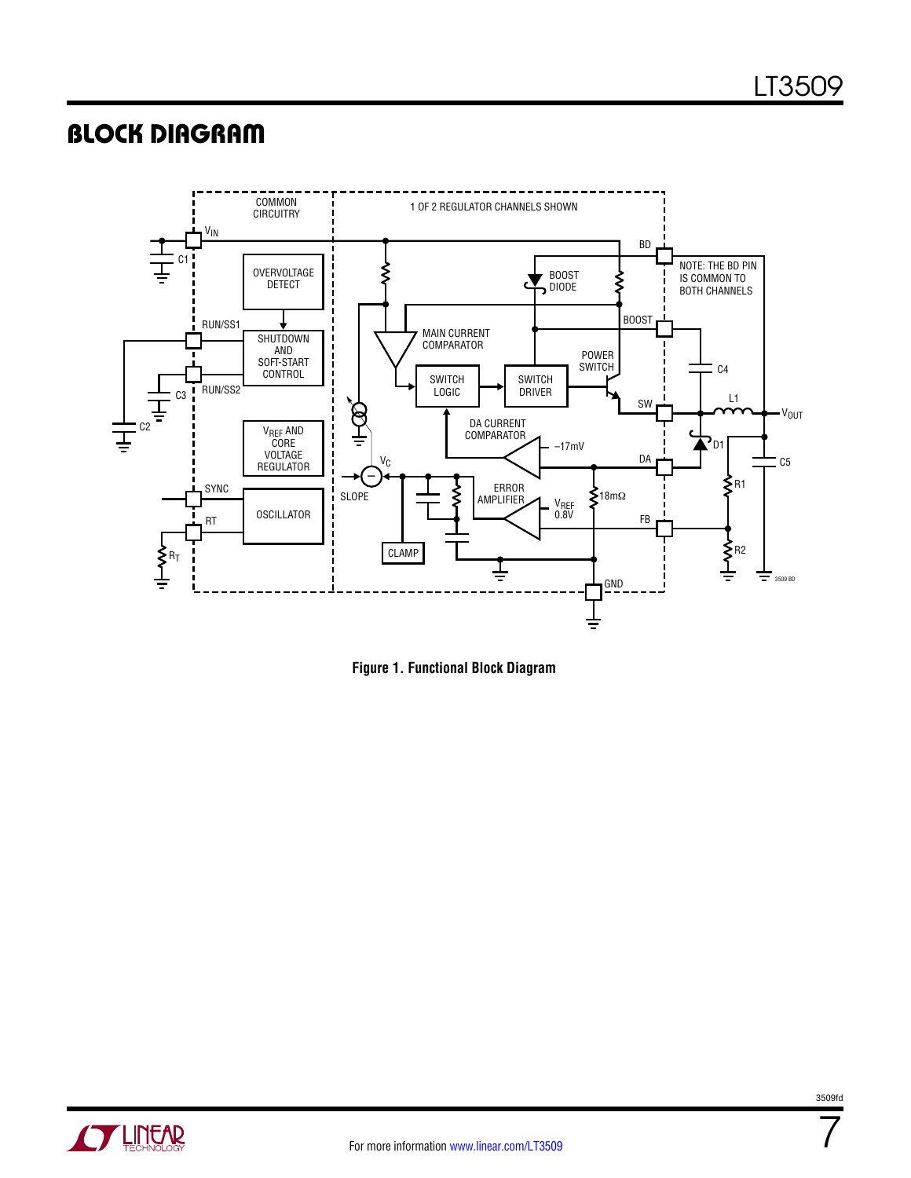## BLOCK DIAGRAM

Figure 1. Functional Block Diagram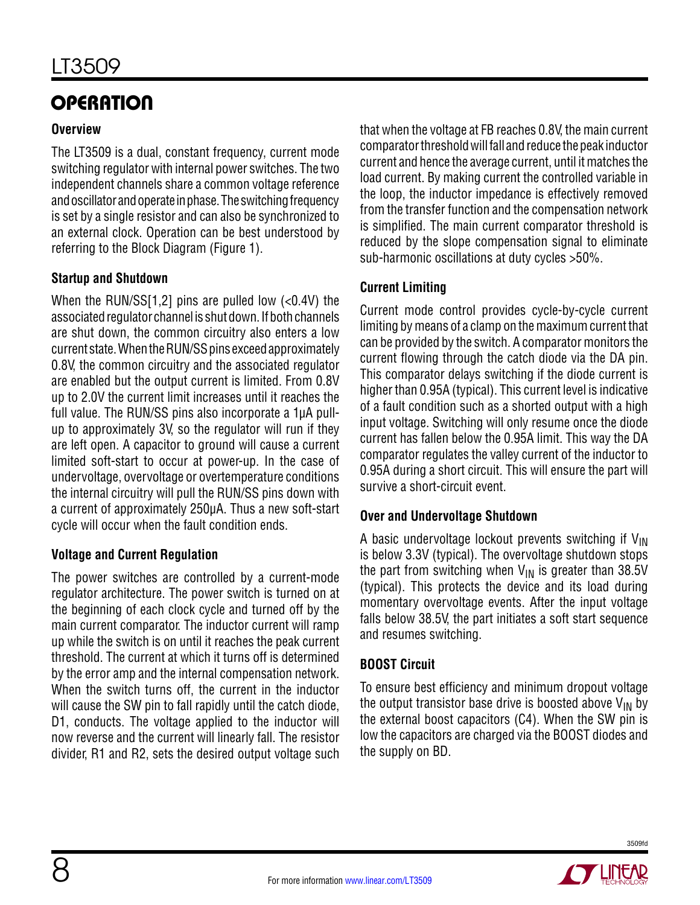## OPERATION

### Overview

The LT3509 is a dual, constant frequency, current mode switching regulator with internal power switches. The two independent channels share a common voltage reference and oscillator and operate in phase. The switching frequency is set by a single resistor and can also be synchronized to an external clock. Operation can be best understood by referring to the Block Diagram (Figure 1).

### Startup and Shutdown

When the RUN/SS[1,2] pins are pulled low (<0.4V) the associated regulator channel is shut down. If both channels are shut down, the common circuitry also enters a low current state. When the RUN/SS pins exceed approximately 0.8V, the common circuitry and the associated regulator are enabled but the output current is limited. From 0.8V up to 2.0V the current limit increases until it reaches the full value. The RUN/SS pins also incorporate a 1µA pull-up to approximately 3V, so the regulator will run if they are left open. A capacitor to ground will cause a current limited soft-start to occur at power-up. In the case of undervoltage, overvoltage or overtemperature conditions the internal circuitry will pull the RUN/SS pins down with a current of approximately 250µA. Thus a new soft-start cycle will occur when the fault condition ends.

### Voltage and Current Regulation

The power switches are controlled by a current-mode regulator architecture. The power switch is turned on at the beginning of each clock cycle and turned off by the main current comparator. The inductor current will ramp up while the switch is on until it reaches the peak current threshold. The current at which it turns off is determined by the error amp and the internal compensation network. When the switch turns off, the current in the inductor will cause the SW pin to fall rapidly until the catch diode, D1, conducts. The voltage applied to the inductor will now reverse and the current will linearly fall. The resistor divider, R1 and R2, sets the desired output voltage such that when the voltage at FB reaches 0.8V, the main current comparator threshold will fall and reduce the peak inductor current and hence the average current, until it matches the load current. By making current the controlled variable in the loop, the inductor impedance is effectively removed from the transfer function and the compensation network is simplified. The main current comparator threshold is reduced by the slope compensation signal to eliminate sub-harmonic oscillations at duty cycles >50%.

### Current Limiting

Current mode control provides cycle-by-cycle current limiting by means of a clamp on the maximum current that can be provided by the switch. A comparator monitors the current flowing through the catch diode via the DA pin. This comparator delays switching if the diode current is higher than 0.95A (typical). This current level is indicative of a fault condition such as a shorted output with a high input voltage. Switching will only resume once the diode current has fallen below the 0.95A limit. This way the DA comparator regulates the valley current of the inductor to 0.95A during a short circuit. This will ensure the part will survive a short-circuit event.

### Over and Undervoltage Shutdown

A basic undervoltage lockout prevents switching if $V_{IN}$ is below 3.3V (typical). The overvoltage shutdown stops the part from switching when $V_{IN}$ is greater than 38.5V (typical). This protects the device and its load during momentary overvoltage events. After the input voltage falls below 38.5V, the part initiates a soft start sequence and resumes switching.

### BOOST Circuit

To ensure best efficiency and minimum dropout voltage the output transistor base drive is boosted above $V_{IN}$ by the external boost capacitors (C4). When the SW pin is low the capacitors are charged via the BOOST diodes and the supply on BD.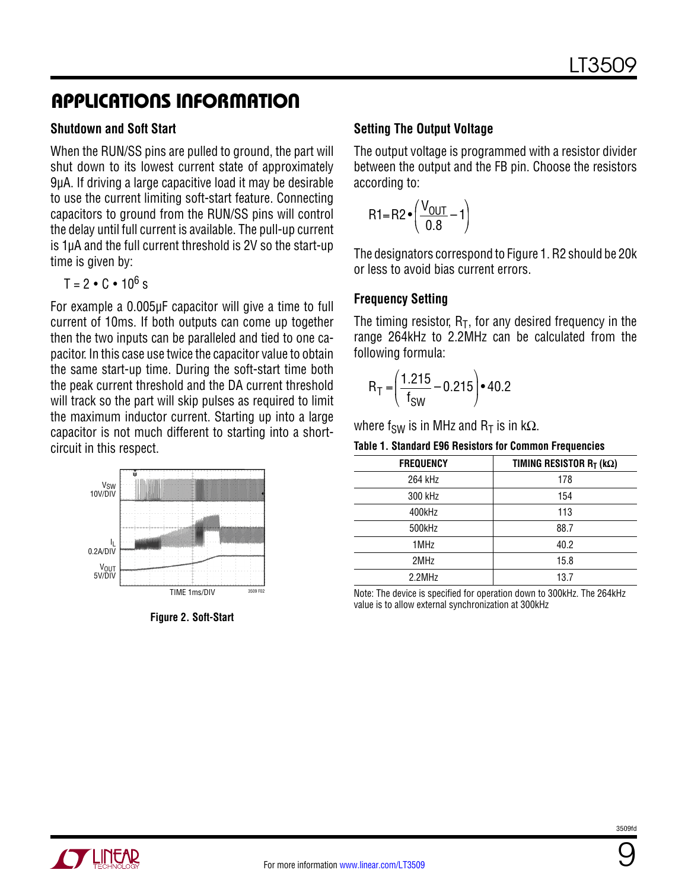## APPLICATIONS INFORMATION

### Shutdown and Soft Start

When the RUN/SS pins are pulled to ground, the part will shut down to its lowest current state of approximately 9µA. If driving a large capacitive load it may be desirable to use the current limiting soft-start feature. Connecting capacitors to ground from the RUN/SS pins will control the delay until full current is available. The pull-up current is 1µA and the full current threshold is 2V so the start-up time is given by:

$$T = 2 \cdot C \cdot 10^6 \text{ s}$$

For example a 0.005µF capacitor will give a time to full current of 10ms. If both outputs can come up together then the two inputs can be paralleled and tied to one capacitor. In this case use twice the capacitor value to obtain the same start-up time. During the soft-start time both the peak current threshold and the DA current threshold will track so the part will skip pulses as required to limit the maximum inductor current. Starting up into a large capacitor is not much different to starting into a short-circuit in this respect.

Figure 2. Soft-Start

### Setting The Output Voltage

The output voltage is programmed with a resistor divider between the output and the FB pin. Choose the resistors according to:

$$R1 = R2 \cdot \left( \frac{V_{OUT}}{0.8} - 1 \right)$$

The designators correspond to Figure 1. R2 should be 20k or less to avoid bias current errors.

### Frequency Setting

The timing resistor, $R_T$, for any desired frequency in the range 264kHz to 2.2MHz can be calculated from the following formula:

$$R_T = \left( \frac{1.215}{f_{SW}} - 0.215 \right) \cdot 40.2$$

where $f_{SW}$ is in MHz and $R_T$ is in kΩ.

**Table 1. Standard E96 Resistors for Common Frequencies**

| FREQUENCY | TIMING RESISTOR $R_T$ (kΩ) |
|---|---|
| 264 kHz | 178 |
| 300 kHz | 154 |
| 400kHz | 113 |
| 500kHz | 88.7 |
| 1MHz | 40.2 |
| 2MHz | 15.8 |
| 2.2MHz | 13.7 |

Note: The device is specified for operation down to 300kHz. The 264kHz value is to allow external synchronization at 300kHz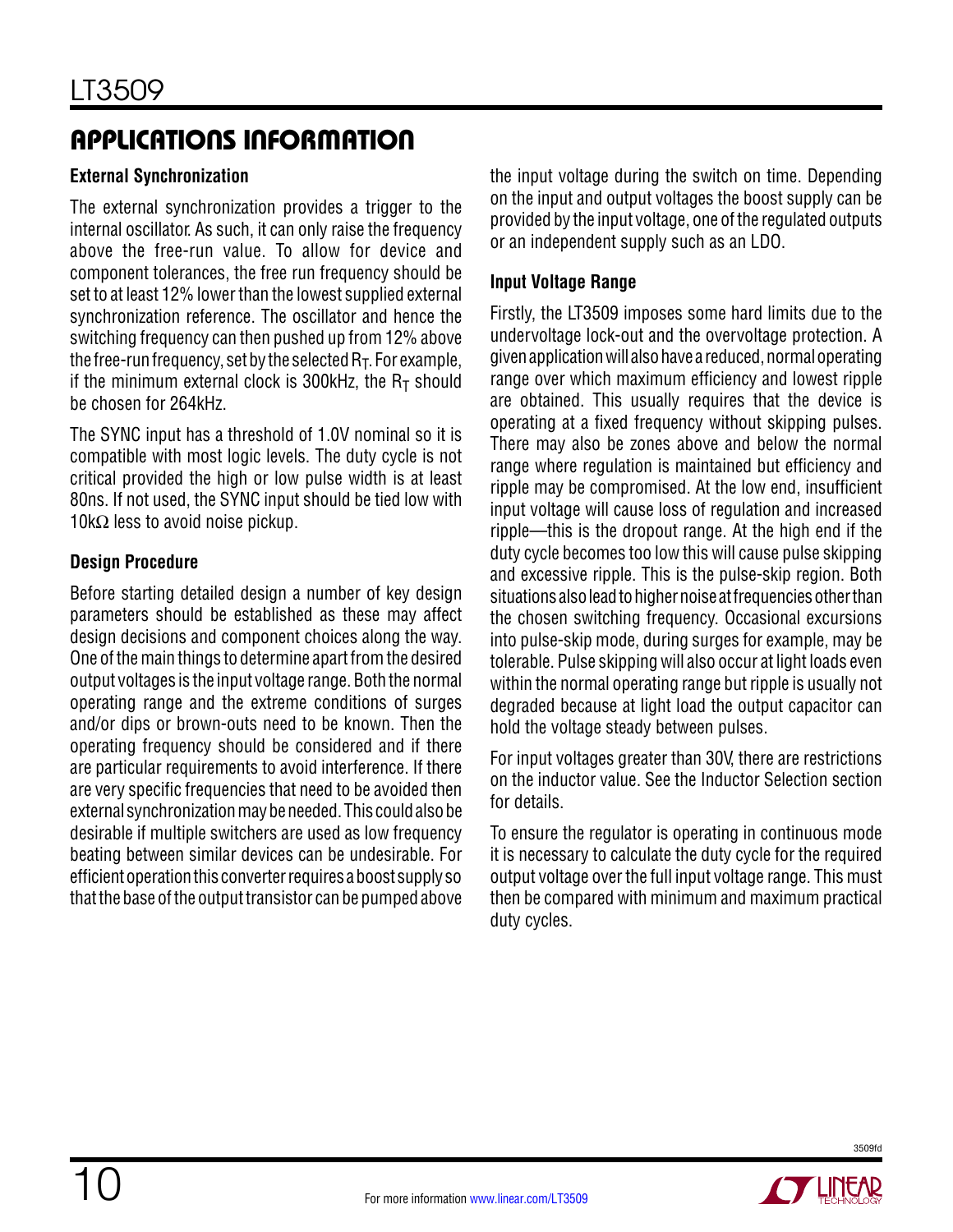## APPLICATIONS INFORMATION

### External Synchronization

The external synchronization provides a trigger to the internal oscillator. As such, it can only raise the frequency above the free-run value. To allow for device and component tolerances, the free run frequency should be set to at least 12% lower than the lowest supplied external synchronization reference. The oscillator and hence the switching frequency can then pushed up from 12% above the free-run frequency, set by the selected $R_T$. For example, if the minimum external clock is 300kHz, the $R_T$ should be chosen for 264kHz.

The SYNC input has a threshold of 1.0V nominal so it is compatible with most logic levels. The duty cycle is not critical provided the high or low pulse width is at least 80ns. If not used, the SYNC input should be tied low with 10kΩ less to avoid noise pickup.

### Design Procedure

Before starting detailed design a number of key design parameters should be established as these may affect design decisions and component choices along the way. One of the main things to determine apart from the desired output voltages is the input voltage range. Both the normal operating range and the extreme conditions of surges and/or dips or brown-outs need to be known. Then the operating frequency should be considered and if there are particular requirements to avoid interference. If there are very specific frequencies that need to be avoided then external synchronization may be needed. This could also be desirable if multiple switchers are used as low frequency beating between similar devices can be undesirable. For efficient operation this converter requires a boost supply so that the base of the output transistor can be pumped above the input voltage during the switch on time. Depending on the input and output voltages the boost supply can be provided by the input voltage, one of the regulated outputs or an independent supply such as an LDO.

### Input Voltage Range

Firstly, the LT3509 imposes some hard limits due to the undervoltage lock-out and the overvoltage protection. A given application will also have a reduced, normal operating range over which maximum efficiency and lowest ripple are obtained. This usually requires that the device is operating at a fixed frequency without skipping pulses. There may also be zones above and below the normal range where regulation is maintained but efficiency and ripple may be compromised. At the low end, insufficient input voltage will cause loss of regulation and increased ripple—this is the dropout range. At the high end if the duty cycle becomes too low this will cause pulse skipping and excessive ripple. This is the pulse-skip region. Both situations also lead to higher noise at frequencies other than the chosen switching frequency. Occasional excursions into pulse-skip mode, during surges for example, may be tolerable. Pulse skipping will also occur at light loads even within the normal operating range but ripple is usually not degraded because at light load the output capacitor can hold the voltage steady between pulses.

For input voltages greater than 30V, there are restrictions on the inductor value. See the Inductor Selection section for details.

To ensure the regulator is operating in continuous mode it is necessary to calculate the duty cycle for the required output voltage over the full input voltage range. This must then be compared with minimum and maximum practical duty cycles.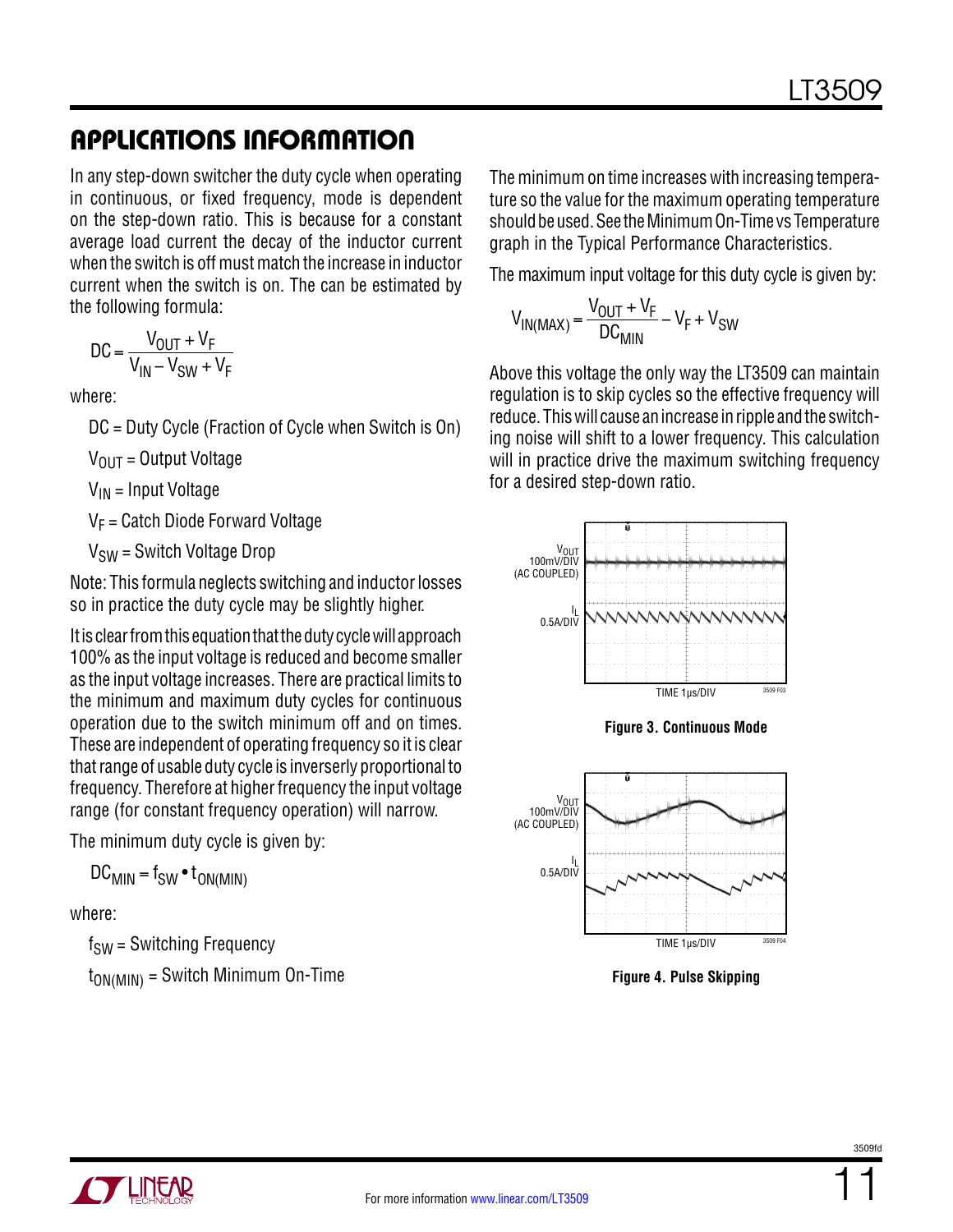## APPLICATIONS INFORMATION

In any step-down switcher the duty cycle when operating in continuous, or fixed frequency, mode is dependent on the step-down ratio. This is because for a constant average load current the decay of the inductor current when the switch is off must match the increase in inductor current when the switch is on. The can be estimated by the following formula:

$$DC = \frac{V_{OUT} + V_F}{V_{IN} - V_{SW} + V_F}$$

where:

- DC = Duty Cycle (Fraction of Cycle when Switch is On)
- $V_{OUT}$ = Output Voltage
- $V_{IN}$ = Input Voltage
- $V_F$ = Catch Diode Forward Voltage
- $V_{SW}$ = Switch Voltage Drop

Note: This formula neglects switching and inductor losses so in practice the duty cycle may be slightly higher.

It is clear from this equation that the duty cycle will approach 100% as the input voltage is reduced and become smaller as the input voltage increases. There are practical limits to the minimum and maximum duty cycles for continuous operation due to the switch minimum off and on times. These are independent of operating frequency so it is clear that range of usable duty cycle is inverserly proportional to frequency. Therefore at higher frequency the input voltage range (for constant frequency operation) will narrow.

The minimum duty cycle is given by:

$$DC_{MIN} = f_{SW} \bullet t_{ON(MIN)}$$

where:

- $f_{SW}$ = Switching Frequency
- $t_{ON(MIN)}$ = Switch Minimum On-Time

The minimum on time increases with increasing temperature so the value for the maximum operating temperature should be used. See the Minimum On-Time vs Temperature graph in the Typical Performance Characteristics.

The maximum input voltage for this duty cycle is given by:

$$V_{IN(MAX)} = \frac{V_{OUT} + V_F}{DC_{MIN}} - V_F + V_{SW}$$

Above this voltage the only way the LT3509 can maintain regulation is to skip cycles so the effective frequency will reduce. This will cause an increase in ripple and the switching noise will shift to a lower frequency. This calculation will in practice drive the maximum switching frequency for a desired step-down ratio.

**Figure 3. Continuous Mode**

**Figure 4. Pulse Skipping**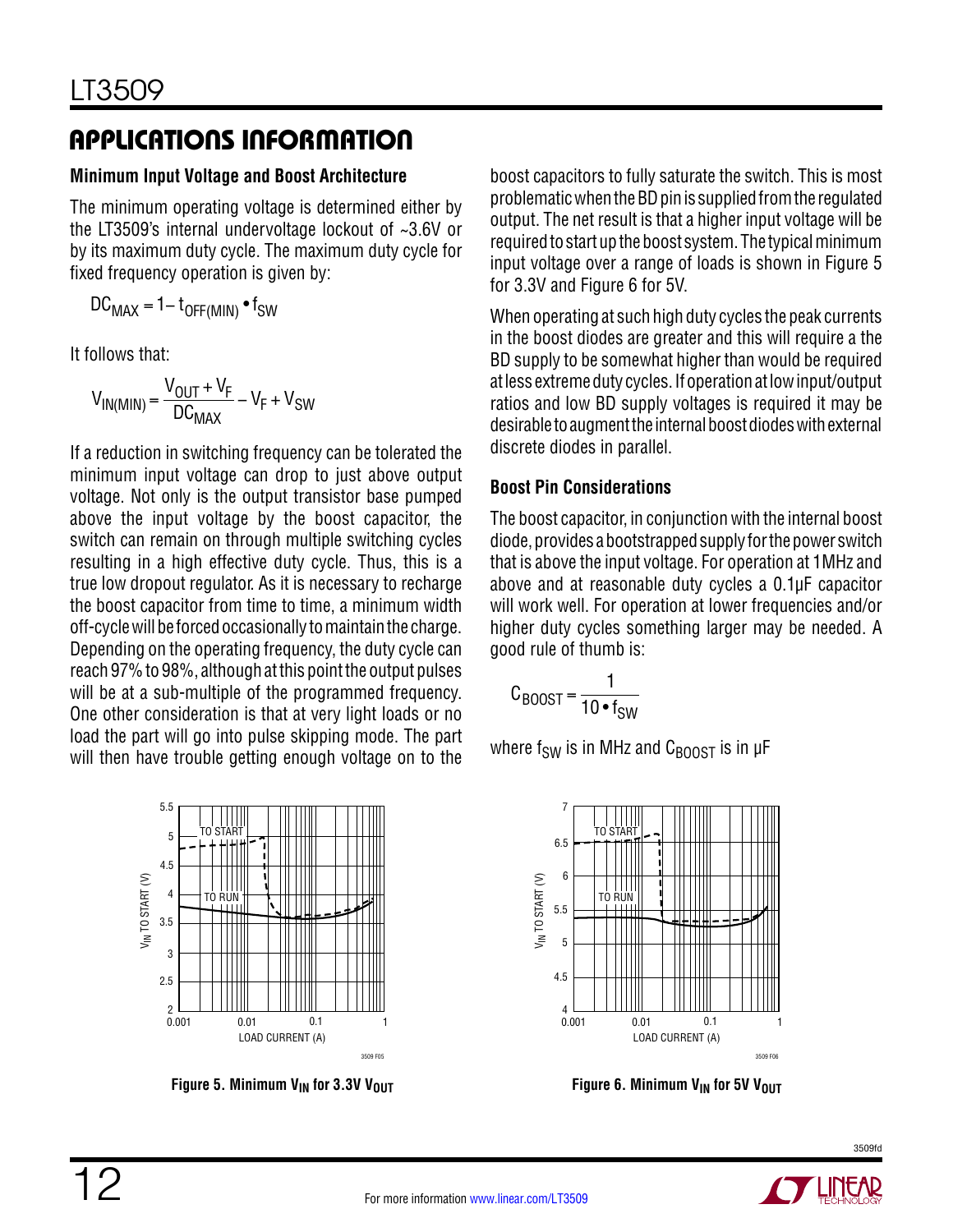## APPLICATIONS INFORMATION

### Minimum Input Voltage and Boost Architecture

The minimum operating voltage is determined either by the LT3509's internal undervoltage lockout of ~3.6V or by its maximum duty cycle. The maximum duty cycle for fixed frequency operation is given by:

$$DC_{MAX} = 1 - t_{OFF(MIN)} \cdot f_{SW}$$

It follows that:

$$V_{IN(MIN)} = \frac{V_{OUT} + V_F}{DC_{MAX}} - V_F + V_{SW}$$

If a reduction in switching frequency can be tolerated the minimum input voltage can drop to just above output voltage. Not only is the output transistor base pumped above the input voltage by the boost capacitor, the switch can remain on through multiple switching cycles resulting in a high effective duty cycle. Thus, this is a true low dropout regulator. As it is necessary to recharge the boost capacitor from time to time, a minimum width off-cycle will be forced occasionally to maintain the charge. Depending on the operating frequency, the duty cycle can reach 97% to 98%, although at this point the output pulses will be at a sub-multiple of the programmed frequency. One other consideration is that at very light loads or no load the part will go into pulse skipping mode. The part will then have trouble getting enough voltage on to the boost capacitors to fully saturate the switch. This is most problematic when the BD pin is supplied from the regulated output. The net result is that a higher input voltage will be required to start up the boost system. The typical minimum input voltage over a range of loads is shown in Figure 5 for 3.3V and Figure 6 for 5V.

When operating at such high duty cycles the peak currents in the boost diodes are greater and this will require a the BD supply to be somewhat higher than would be required at less extreme duty cycles. If operation at low input/output ratios and low BD supply voltages is required it may be desirable to augment the internal boost diodes with external discrete diodes in parallel.

### Boost Pin Considerations

The boost capacitor, in conjunction with the internal boost diode, provides a bootstrapped supply for the power switch that is above the input voltage. For operation at 1MHz and above and at reasonable duty cycles a 0.1µF capacitor will work well. For operation at lower frequencies and/or higher duty cycles something larger may be needed. A good rule of thumb is:

$$C_{BOOST} = \frac{1}{10 \cdot f_{SW}}$$

where $f_{SW}$ is in MHz and $C_{BOOST}$ is in µF

**Figure 5. Minimum $V_{IN}$ for 3.3V $V_{OUT}$**

**Figure 6. Minimum $V_{IN}$ for 5V $V_{OUT}$**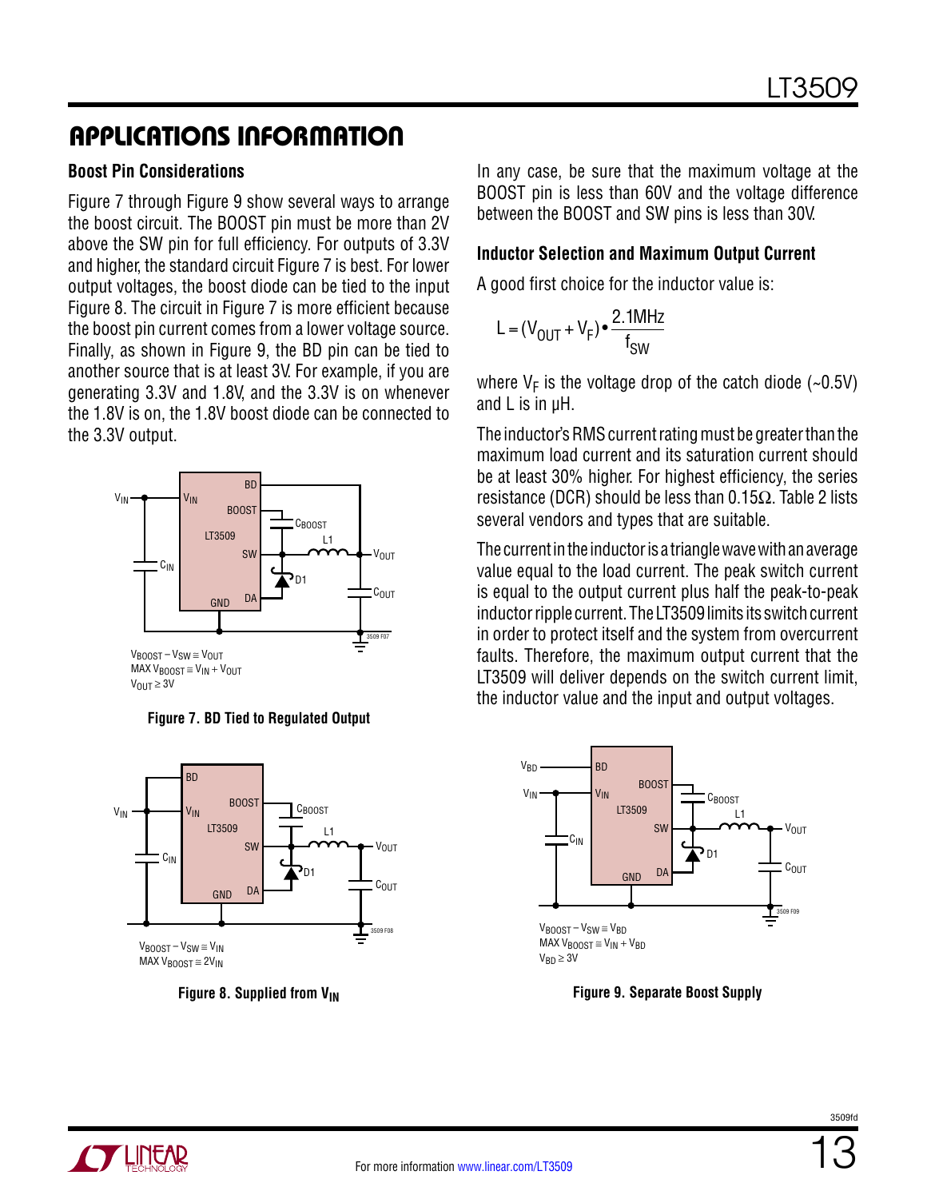## APPLICATIONS INFORMATION

### Boost Pin Considerations

Figure 7 through Figure 9 show several ways to arrange the boost circuit. The BOOST pin must be more than 2V above the SW pin for full efficiency. For outputs of 3.3V and higher, the standard circuit Figure 7 is best. For lower output voltages, the boost diode can be tied to the input Figure 8. The circuit in Figure 7 is more efficient because the boost pin current comes from a lower voltage source. Finally, as shown in Figure 9, the BD pin can be tied to another source that is at least 3V. For example, if you are generating 3.3V and 1.8V, and the 3.3V is on whenever the 1.8V is on, the 1.8V boost diode can be connected to the 3.3V output.

$V_{BOOST} - V_{SW} \cong V_{OUT}$
MAX $V_{BOOST} \cong V_{IN} + V_{OUT}$
$V_{OUT} \geq 3V$

**Figure 7. BD Tied to Regulated Output**

$V_{BOOST} - V_{SW} \cong V_{IN}$
MAX $V_{BOOST} \cong 2V_{IN}$

**Figure 8. Supplied from $V_{IN}$**

In any case, be sure that the maximum voltage at the BOOST pin is less than 60V and the voltage difference between the BOOST and SW pins is less than 30V.

### Inductor Selection and Maximum Output Current

A good first choice for the inductor value is:

$$L = (V_{OUT} + V_F) \bullet \frac{2.1\text{MHz}}{f_{SW}}$$

where $V_F$ is the voltage drop of the catch diode (~0.5V) and L is in μH.

The inductor's RMS current rating must be greater than the maximum load current and its saturation current should be at least 30% higher. For highest efficiency, the series resistance (DCR) should be less than 0.15Ω. Table 2 lists several vendors and types that are suitable.

The current in the inductor is a triangle wave with an average value equal to the load current. The peak switch current is equal to the output current plus half the peak-to-peak inductor ripple current. The LT3509 limits its switch current in order to protect itself and the system from overcurrent faults. Therefore, the maximum output current that the LT3509 will deliver depends on the switch current limit, the inductor value and the input and output voltages.

$V_{BOOST} - V_{SW} \cong V_{BD}$
MAX $V_{BOOST} \cong V_{IN} + V_{BD}$
$V_{BD} \geq 3V$

**Figure 9. Separate Boost Supply**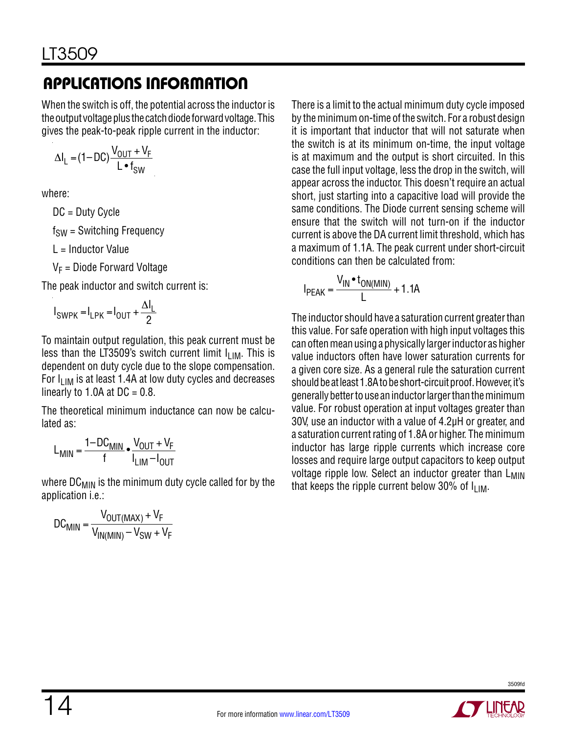## APPLICATIONS INFORMATION

When the switch is off, the potential across the inductor is the output voltage plus the catch diode forward voltage. This gives the peak-to-peak ripple current in the inductor:

$$\Delta I_L = (1 - DC)\frac{V_{OUT} + V_F}{L \bullet f_{SW}}$$

where:

DC = Duty Cycle

$f_{SW}$ = Switching Frequency

L = Inductor Value

$V_F$ = Diode Forward Voltage

The peak inductor and switch current is:

$$I_{SWPK} = I_{LPK} = I_{OUT} + \frac{\Delta I_L}{2}$$

To maintain output regulation, this peak current must be less than the LT3509's switch current limit $I_{LIM}$. This is dependent on duty cycle due to the slope compensation. For $I_{LIM}$ is at least 1.4A at low duty cycles and decreases linearly to 1.0A at DC = 0.8.

The theoretical minimum inductance can now be calculated as:

$$L_{MIN} = \frac{1 - DC_{MIN}}{f} \bullet \frac{V_{OUT} + V_F}{I_{LIM} - I_{OUT}}$$

where $DC_{MIN}$ is the minimum duty cycle called for by the application i.e.:

$$DC_{MIN} = \frac{V_{OUT(MAX)} + V_F}{V_{IN(MIN)} - V_{SW} + V_F}$$

There is a limit to the actual minimum duty cycle imposed by the minimum on-time of the switch. For a robust design it is important that inductor that will not saturate when the switch is at its minimum on-time, the input voltage is at maximum and the output is short circuited. In this case the full input voltage, less the drop in the switch, will appear across the inductor. This doesn't require an actual short, just starting into a capacitive load will provide the same conditions. The Diode current sensing scheme will ensure that the switch will not turn-on if the inductor current is above the DA current limit threshold, which has a maximum of 1.1A. The peak current under short-circuit conditions can then be calculated from:

$$I_{PEAK} = \frac{V_{IN} \bullet t_{ON(MIN)}}{L} + 1.1A$$

The inductor should have a saturation current greater than this value. For safe operation with high input voltages this can often mean using a physically larger inductor as higher value inductors often have lower saturation currents for a given core size. As a general rule the saturation current should be at least 1.8A to be short-circuit proof. However, it's generally better to use an inductor larger than the minimum value. For robust operation at input voltages greater than 30V, use an inductor with a value of 4.2µH or greater, and a saturation current rating of 1.8A or higher. The minimum inductor has large ripple currents which increase core losses and require large output capacitors to keep output voltage ripple low. Select an inductor greater than $L_{MIN}$ that keeps the ripple current below 30% of $I_{LIM}$.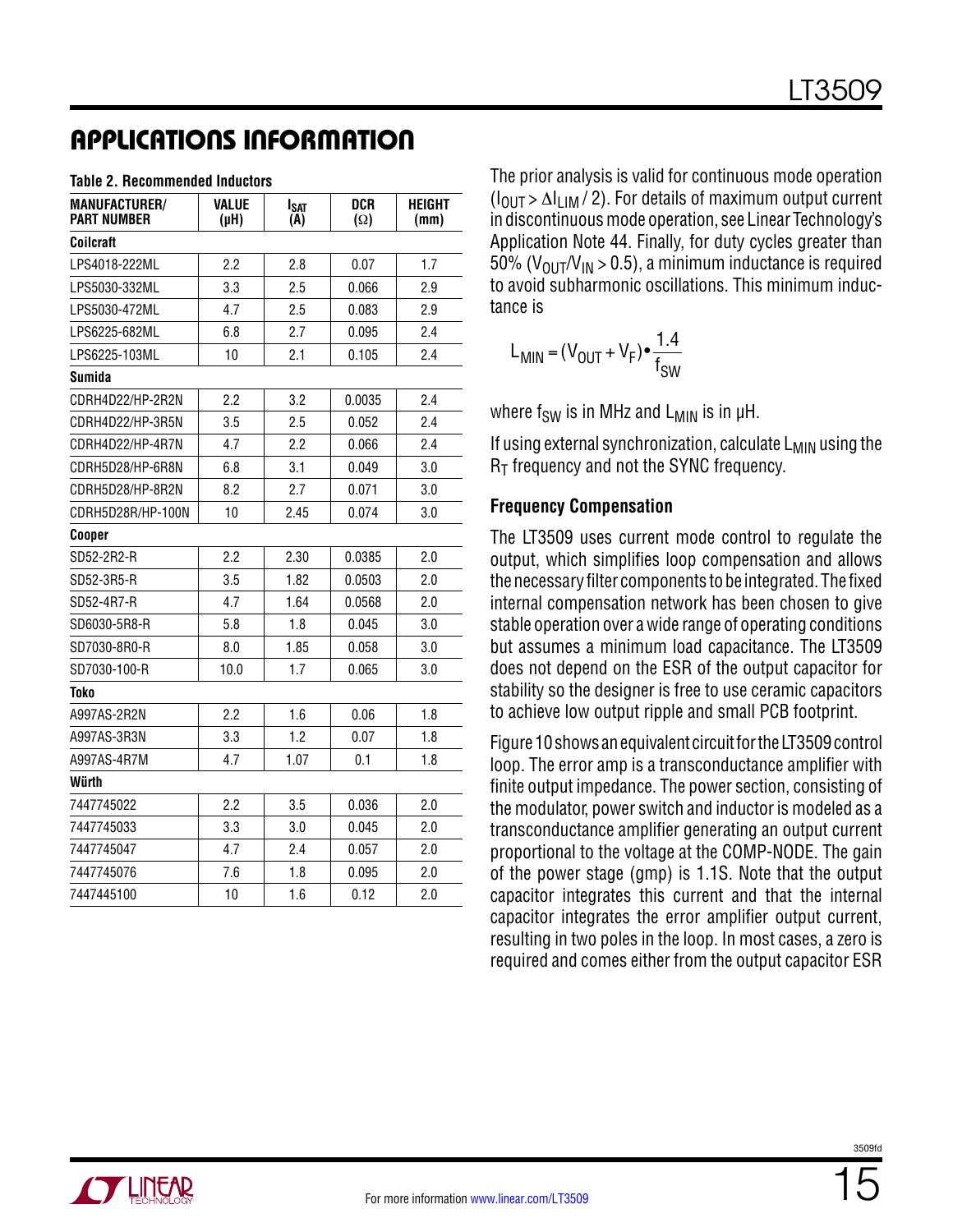## APPLICATIONS INFORMATION

**Table 2. Recommended Inductors**

| MANUFACTURER/ PART NUMBER | VALUE (µH) | $I_{SAT}$ (A) | DCR (Ω) | HEIGHT (mm) |
|---|---|---|---|---|
| **Coilcraft** | | | | |
| LPS4018-222ML | 2.2 | 2.8 | 0.07 | 1.7 |
| LPS5030-332ML | 3.3 | 2.5 | 0.066 | 2.9 |
| LPS5030-472ML | 4.7 | 2.5 | 0.083 | 2.9 |
| LPS6225-682ML | 6.8 | 2.7 | 0.095 | 2.4 |
| LPS6225-103ML | 10 | 2.1 | 0.105 | 2.4 |
| **Sumida** | | | | |
| CDRH4D22/HP-2R2N | 2.2 | 3.2 | 0.0035 | 2.4 |
| CDRH4D22/HP-3R5N | 3.5 | 2.5 | 0.052 | 2.4 |
| CDRH4D22/HP-4R7N | 4.7 | 2.2 | 0.066 | 2.4 |
| CDRH5D28/HP-6R8N | 6.8 | 3.1 | 0.049 | 3.0 |
| CDRH5D28/HP-8R2N | 8.2 | 2.7 | 0.071 | 3.0 |
| CDRH5D28R/HP-100N | 10 | 2.45 | 0.074 | 3.0 |
| **Cooper** | | | | |
| SD52-2R2-R | 2.2 | 2.30 | 0.0385 | 2.0 |
| SD52-3R5-R | 3.5 | 1.82 | 0.0503 | 2.0 |
| SD52-4R7-R | 4.7 | 1.64 | 0.0568 | 2.0 |
| SD6030-5R8-R | 5.8 | 1.8 | 0.045 | 3.0 |
| SD7030-8R0-R | 8.0 | 1.85 | 0.058 | 3.0 |
| SD7030-100-R | 10.0 | 1.7 | 0.065 | 3.0 |
| **Toko** | | | | |
| A997AS-2R2N | 2.2 | 1.6 | 0.06 | 1.8 |
| A997AS-3R3N | 3.3 | 1.2 | 0.07 | 1.8 |
| A997AS-4R7M | 4.7 | 1.07 | 0.1 | 1.8 |
| **Würth** | | | | |
| 7447745022 | 2.2 | 3.5 | 0.036 | 2.0 |
| 7447745033 | 3.3 | 3.0 | 0.045 | 2.0 |
| 7447745047 | 4.7 | 2.4 | 0.057 | 2.0 |
| 7447745076 | 7.6 | 1.8 | 0.095 | 2.0 |
| 7447445100 | 10 | 1.6 | 0.12 | 2.0 |

The prior analysis is valid for continuous mode operation ($I_{OUT} > \Delta I_{LIM} / 2$). For details of maximum output current in discontinuous mode operation, see Linear Technology's Application Note 44. Finally, for duty cycles greater than 50% ($V_{OUT}/V_{IN} > 0.5$), a minimum inductance is required to avoid subharmonic oscillations. This minimum inductance is

$$L_{MIN} = (V_{OUT} + V_F) \bullet \frac{1.4}{f_{SW}}$$

where $f_{SW}$ is in MHz and $L_{MIN}$ is in µH.

If using external synchronization, calculate $L_{MIN}$ using the $R_T$ frequency and not the SYNC frequency.

### Frequency Compensation

The LT3509 uses current mode control to regulate the output, which simplifies loop compensation and allows the necessary filter components to be integrated. The fixed internal compensation network has been chosen to give stable operation over a wide range of operating conditions but assumes a minimum load capacitance. The LT3509 does not depend on the ESR of the output capacitor for stability so the designer is free to use ceramic capacitors to achieve low output ripple and small PCB footprint.

Figure 10 shows an equivalent circuit for the LT3509 control loop. The error amp is a transconductance amplifier with finite output impedance. The power section, consisting of the modulator, power switch and inductor is modeled as a transconductance amplifier generating an output current proportional to the voltage at the COMP-NODE. The gain of the power stage (gmp) is 1.1S. Note that the output capacitor integrates this current and that the internal capacitor integrates the error amplifier output current, resulting in two poles in the loop. In most cases, a zero is required and comes either from the output capacitor ESR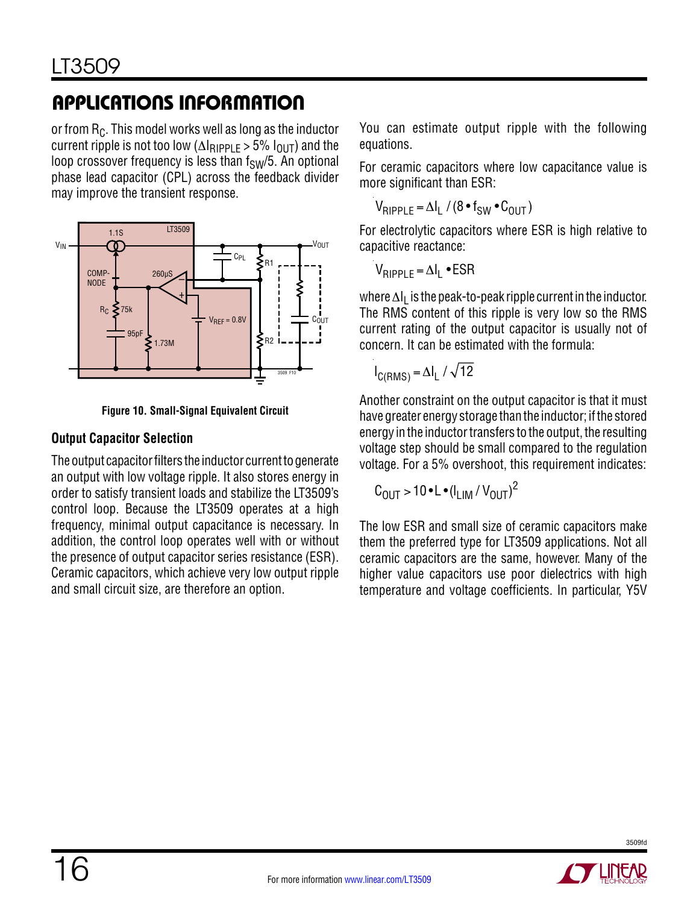## APPLICATIONS INFORMATION

or from $R_C$. This model works well as long as the inductor current ripple is not too low ($\Delta I_{RIPPLE} > 5\%\ I_{OUT}$) and the loop crossover frequency is less than $f_{SW}/5$. An optional phase lead capacitor (CPL) across the feedback divider may improve the transient response.

**Figure 10. Small-Signal Equivalent Circuit**

### Output Capacitor Selection

The output capacitor filters the inductor current to generate an output with low voltage ripple. It also stores energy in order to satisfy transient loads and stabilize the LT3509's control loop. Because the LT3509 operates at a high frequency, minimal output capacitance is necessary. In addition, the control loop operates well with or without the presence of output capacitor series resistance (ESR). Ceramic capacitors, which achieve very low output ripple and small circuit size, are therefore an option.

You can estimate output ripple with the following equations.

For ceramic capacitors where low capacitance value is more significant than ESR:

$$V_{RIPPLE} = \Delta I_L / (8 \bullet f_{SW} \bullet C_{OUT})$$

For electrolytic capacitors where ESR is high relative to capacitive reactance:

$$V_{RIPPLE} = \Delta I_L \bullet ESR$$

where $\Delta I_L$ is the peak-to-peak ripple current in the inductor. The RMS content of this ripple is very low so the RMS current rating of the output capacitor is usually not of concern. It can be estimated with the formula:

$$I_{C(RMS)} = \Delta I_L / \sqrt{12}$$

Another constraint on the output capacitor is that it must have greater energy storage than the inductor; if the stored energy in the inductor transfers to the output, the resulting voltage step should be small compared to the regulation voltage. For a 5% overshoot, this requirement indicates:

$$C_{OUT} > 10 \bullet L \bullet (I_{LIM} / V_{OUT})^2$$

The low ESR and small size of ceramic capacitors make them the preferred type for LT3509 applications. Not all ceramic capacitors are the same, however. Many of the higher value capacitors use poor dielectrics with high temperature and voltage coefficients. In particular, Y5V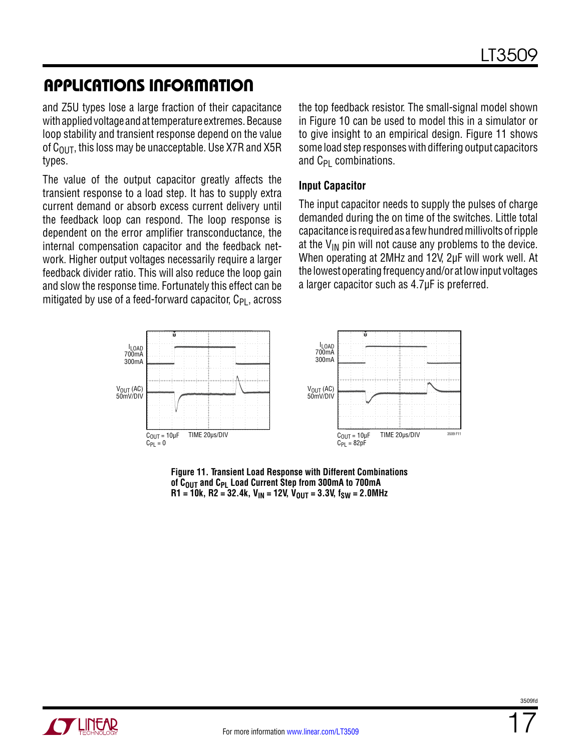## APPLICATIONS INFORMATION

and Z5U types lose a large fraction of their capacitance with applied voltage and at temperature extremes. Because loop stability and transient response depend on the value of $C_{OUT}$, this loss may be unacceptable. Use X7R and X5R types.

The value of the output capacitor greatly affects the transient response to a load step. It has to supply extra current demand or absorb excess current delivery until the feedback loop can respond. The loop response is dependent on the error amplifier transconductance, the internal compensation capacitor and the feedback network. Higher output voltages necessarily require a larger feedback divider ratio. This will also reduce the loop gain and slow the response time. Fortunately this effect can be mitigated by use of a feed-forward capacitor, $C_{PL}$, across the top feedback resistor. The small-signal model shown in Figure 10 can be used to model this in a simulator or to give insight to an empirical design. Figure 11 shows some load step responses with differing output capacitors and $C_{PL}$ combinations.

### Input Capacitor

The input capacitor needs to supply the pulses of charge demanded during the on time of the switches. Little total capacitance is required as a few hundred millivolts of ripple at the $V_{IN}$ pin will not cause any problems to the device. When operating at 2MHz and 12V, 2µF will work well. At the lowest operating frequency and/or at low input voltages a larger capacitor such as 4.7µF is preferred.

$I_{LOAD}$ 700mA 300mA

$V_{OUT}$ (AC) 50mV/DIV

$C_{OUT}$ = 10µF, $C_{PL}$ = 0 — TIME 20µs/DIV

$C_{OUT}$ = 10µF, $C_{PL}$ = 82pF — TIME 20µs/DIV

**Figure 11. Transient Load Response with Different Combinations of $C_{OUT}$ and $C_{PL}$ Load Current Step from 300mA to 700mA R1 = 10k, R2 = 32.4k, $V_{IN}$ = 12V, $V_{OUT}$ = 3.3V, $f_{SW}$ = 2.0MHz**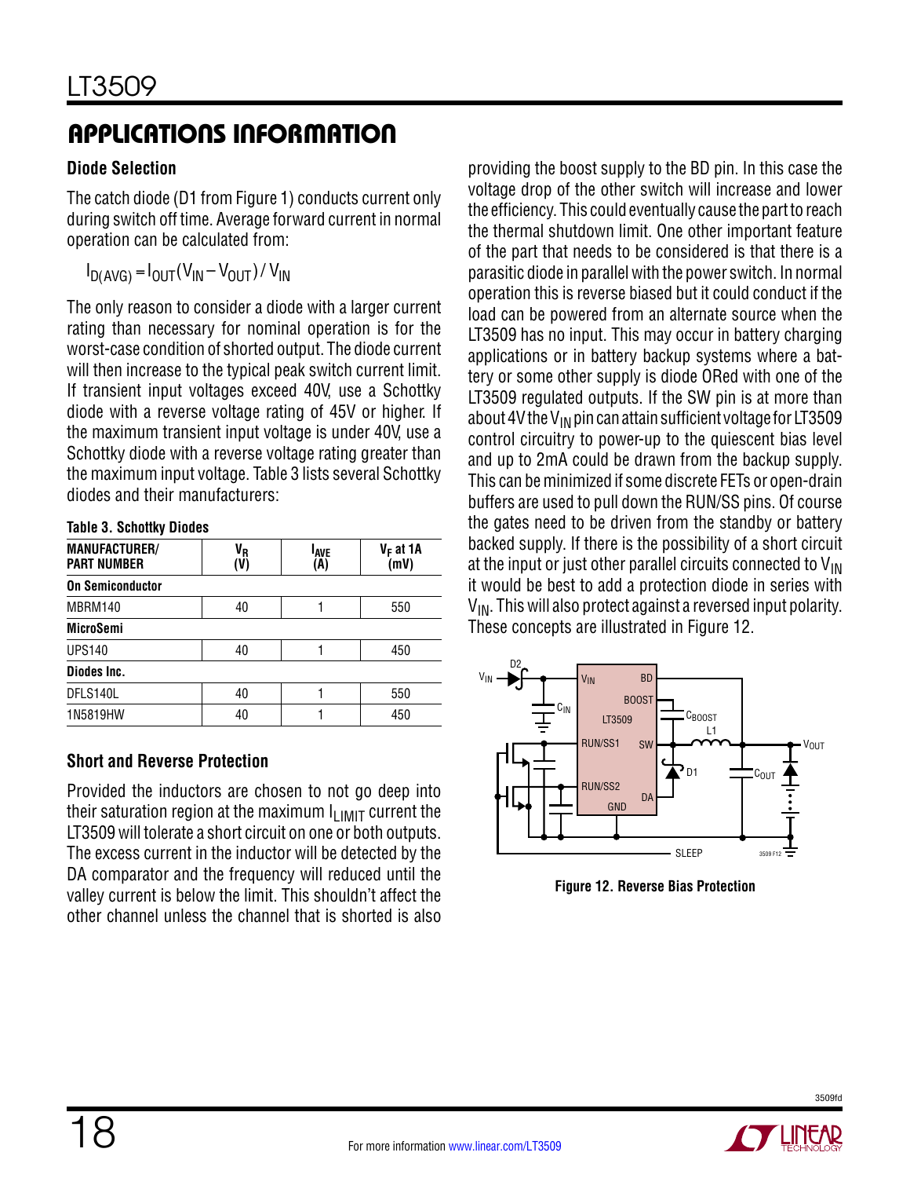## APPLICATIONS INFORMATION

### Diode Selection

The catch diode (D1 from Figure 1) conducts current only during switch off time. Average forward current in normal operation can be calculated from:

$$I_{D(AVG)} = I_{OUT}(V_{IN} - V_{OUT}) / V_{IN}$$

The only reason to consider a diode with a larger current rating than necessary for nominal operation is for the worst-case condition of shorted output. The diode current will then increase to the typical peak switch current limit. If transient input voltages exceed 40V, use a Schottky diode with a reverse voltage rating of 45V or higher. If the maximum transient input voltage is under 40V, use a Schottky diode with a reverse voltage rating greater than the maximum input voltage. Table 3 lists several Schottky diodes and their manufacturers:

**Table 3. Schottky Diodes**

| MANUFACTURER/ PART NUMBER | $V_R$ (V) | $I_{AVE}$ (A) | $V_F$ at 1A (mV) |
|---|---|---|---|
| **On Semiconductor** | | | |
| MBRM140 | 40 | 1 | 550 |
| **MicroSemi** | | | |
| UPS140 | 40 | 1 | 450 |
| **Diodes Inc.** | | | |
| DFLS140L | 40 | 1 | 550 |
| 1N5819HW | 40 | 1 | 450 |

### Short and Reverse Protection

Provided the inductors are chosen to not go deep into their saturation region at the maximum $I_{LIMIT}$ current the LT3509 will tolerate a short circuit on one or both outputs. The excess current in the inductor will be detected by the DA comparator and the frequency will reduced until the valley current is below the limit. This shouldn't affect the other channel unless the channel that is shorted is also providing the boost supply to the BD pin. In this case the voltage drop of the other switch will increase and lower the efficiency. This could eventually cause the part to reach the thermal shutdown limit. One other important feature of the part that needs to be considered is that there is a parasitic diode in parallel with the power switch. In normal operation this is reverse biased but it could conduct if the load can be powered from an alternate source when the LT3509 has no input. This may occur in battery charging applications or in battery backup systems where a battery or some other supply is diode ORed with one of the LT3509 regulated outputs. If the SW pin is at more than about 4V the $V_{IN}$ pin can attain sufficient voltage for LT3509 control circuitry to power-up to the quiescent bias level and up to 2mA could be drawn from the backup supply. This can be minimized if some discrete FETs or open-drain buffers are used to pull down the RUN/SS pins. Of course the gates need to be driven from the standby or battery backed supply. If there is the possibility of a short circuit at the input or just other parallel circuits connected to $V_{IN}$ it would be best to add a protection diode in series with $V_{IN}$. This will also protect against a reversed input polarity. These concepts are illustrated in Figure 12.

**Figure 12. Reverse Bias Protection**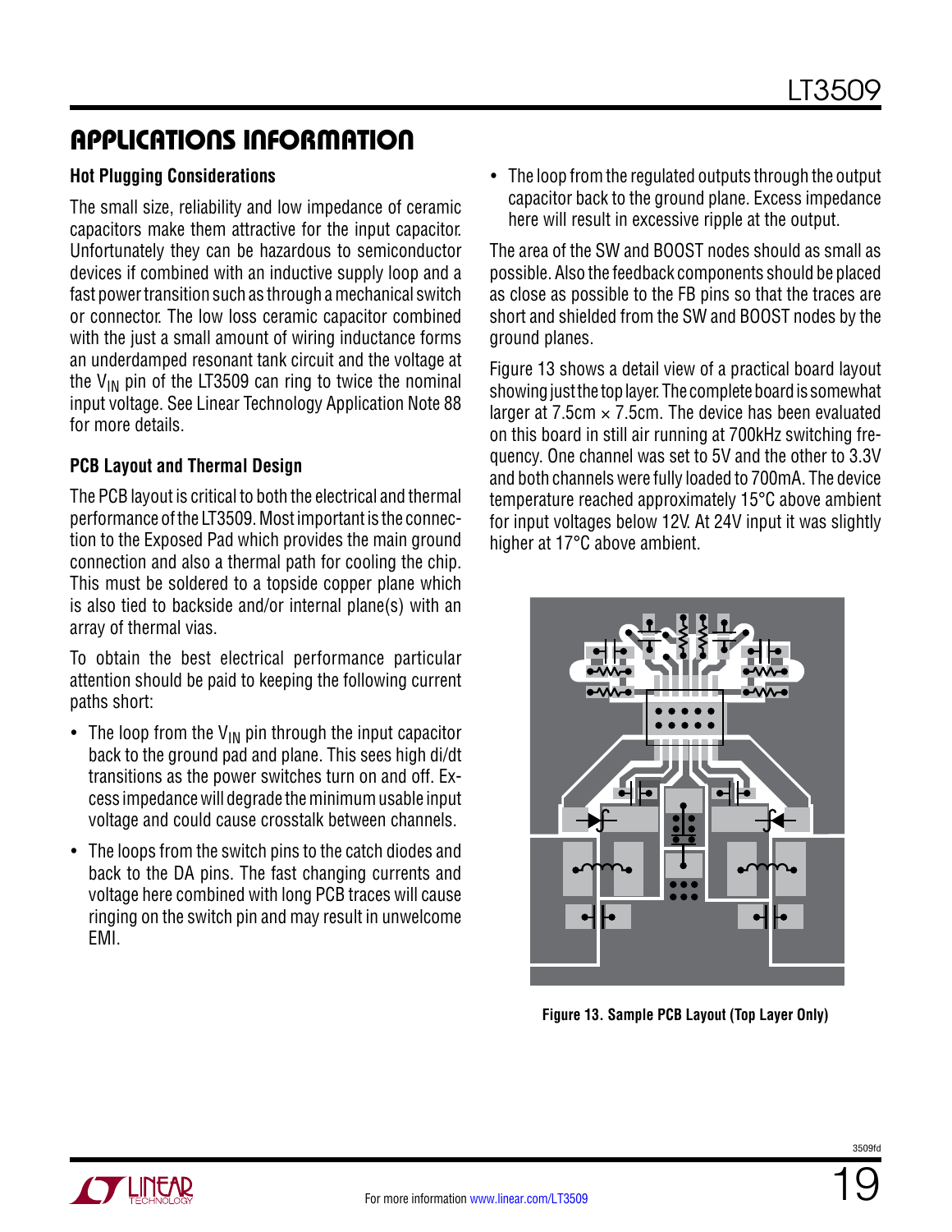## APPLICATIONS INFORMATION

### Hot Plugging Considerations

The small size, reliability and low impedance of ceramic capacitors make them attractive for the input capacitor. Unfortunately they can be hazardous to semiconductor devices if combined with an inductive supply loop and a fast power transition such as through a mechanical switch or connector. The low loss ceramic capacitor combined with the just a small amount of wiring inductance forms an underdamped resonant tank circuit and the voltage at the $V_{IN}$ pin of the LT3509 can ring to twice the nominal input voltage. See Linear Technology Application Note 88 for more details.

### PCB Layout and Thermal Design

The PCB layout is critical to both the electrical and thermal performance of the LT3509. Most important is the connection to the Exposed Pad which provides the main ground connection and also a thermal path for cooling the chip. This must be soldered to a topside copper plane which is also tied to backside and/or internal plane(s) with an array of thermal vias.

To obtain the best electrical performance particular attention should be paid to keeping the following current paths short:

- The loop from the $V_{IN}$ pin through the input capacitor back to the ground pad and plane. This sees high di/dt transitions as the power switches turn on and off. Excess impedance will degrade the minimum usable input voltage and could cause crosstalk between channels.
- The loops from the switch pins to the catch diodes and back to the DA pins. The fast changing currents and voltage here combined with long PCB traces will cause ringing on the switch pin and may result in unwelcome EMI.
- The loop from the regulated outputs through the output capacitor back to the ground plane. Excess impedance here will result in excessive ripple at the output.

The area of the SW and BOOST nodes should as small as possible. Also the feedback components should be placed as close as possible to the FB pins so that the traces are short and shielded from the SW and BOOST nodes by the ground planes.

Figure 13 shows a detail view of a practical board layout showing just the top layer. The complete board is somewhat larger at 7.5cm × 7.5cm. The device has been evaluated on this board in still air running at 700kHz switching frequency. One channel was set to 5V and the other to 3.3V and both channels were fully loaded to 700mA. The device temperature reached approximately 15°C above ambient for input voltages below 12V. At 24V input it was slightly higher at 17°C above ambient.

**Figure 13. Sample PCB Layout (Top Layer Only)**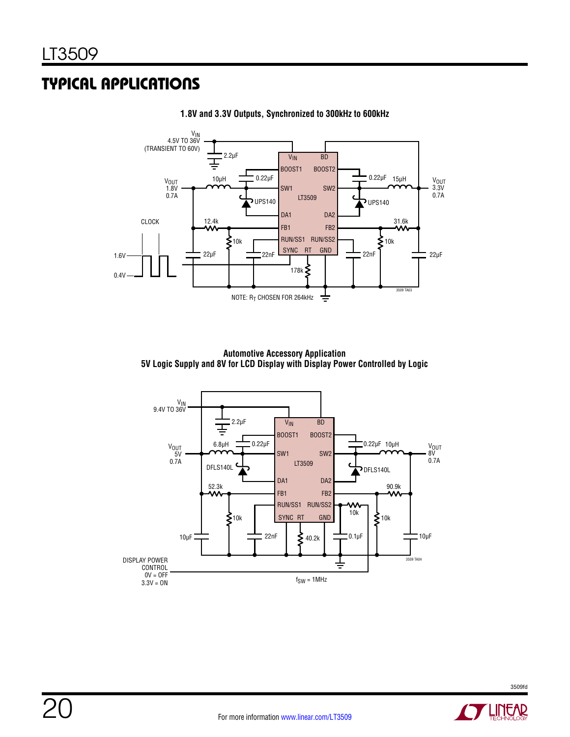## TYPICAL APPLICATIONS

**1.8V and 3.3V Outputs, Synchronized to 300kHz to 600kHz**

$V_{IN}$ 4.5V TO 36V (TRANSIENT TO 60V)

$V_{OUT}$ 1.8V 0.7A

$V_{OUT}$ 3.3V 0.7A

CLOCK 1.6V 0.4V

NOTE: $R_T$ CHOSEN FOR 264kHz

**Automotive Accessory Application**
**5V Logic Supply and 8V for LCD Display with Display Power Controlled by Logic**

$V_{IN}$ 9.4V TO 36V

$V_{OUT}$ 5V 0.7A

$V_{OUT}$ 8V 0.7A

DISPLAY POWER CONTROL 0V = OFF 3.3V = ON

$f_{SW}$ = 1MHz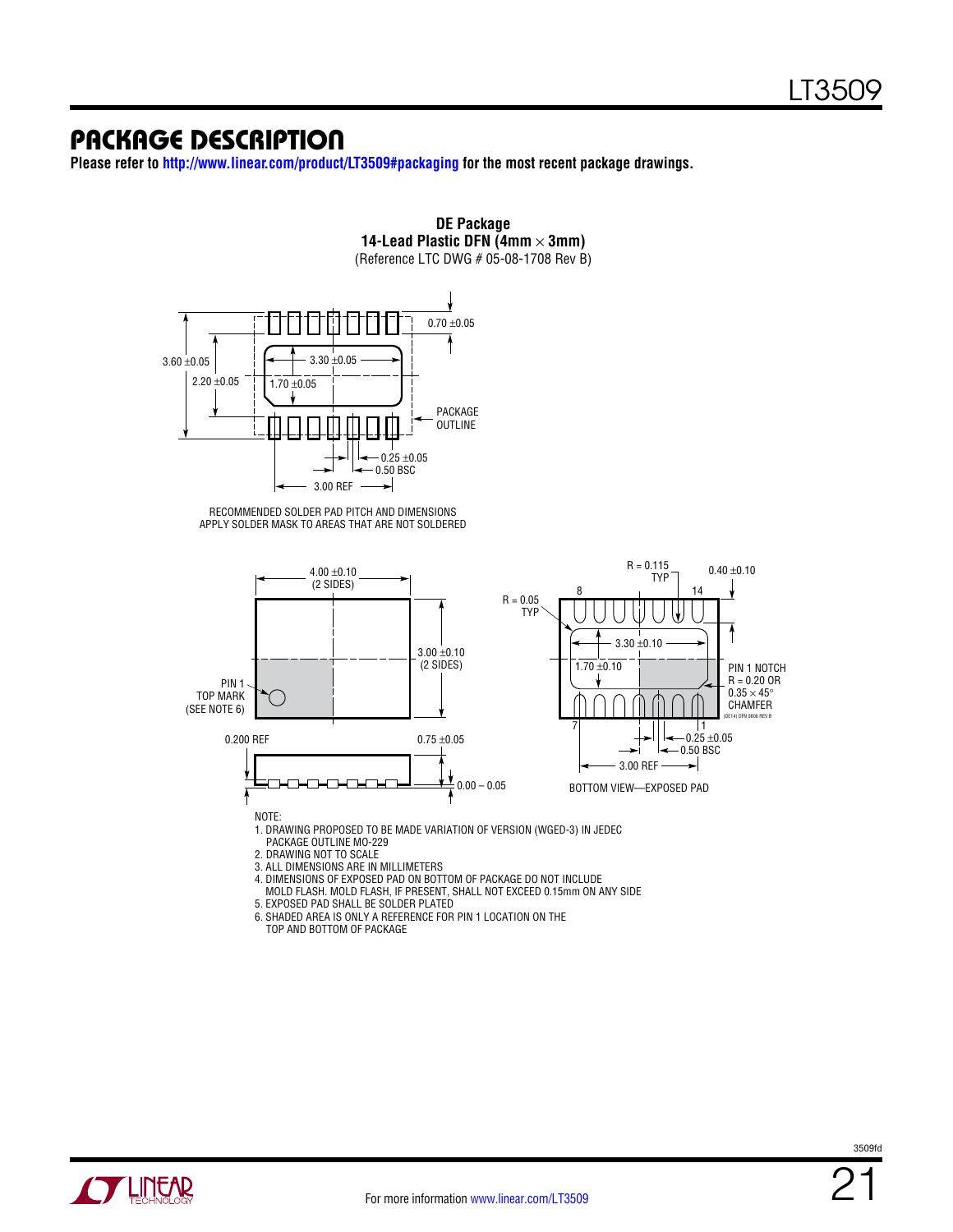# PACKAGE DESCRIPTION

**Please refer to http://www.linear.com/product/LT3509#packaging for the most recent package drawings.**

**DE Package**
**14-Lead Plastic DFN (4mm × 3mm)**
(Reference LTC DWG # 05-08-1708 Rev B)

0.70 ±0.05

3.60 ±0.05

2.20 ±0.05

3.30 ±0.05

1.70 ±0.05

PACKAGE OUTLINE

0.25 ±0.05

0.50 BSC

3.00 REF

RECOMMENDED SOLDER PAD PITCH AND DIMENSIONS
APPLY SOLDER MASK TO AREAS THAT ARE NOT SOLDERED

4.00 ±0.10 (2 SIDES)

3.00 ±0.10 (2 SIDES)

PIN 1 TOP MARK (SEE NOTE 6)

0.200 REF

0.75 ±0.05

0.00 – 0.05

R = 0.05 TYP

R = 0.115 TYP

0.40 ±0.10

3.30 ±0.10

1.70 ±0.10

PIN 1 NOTCH R = 0.20 OR 0.35 × 45° CHAMFER

(DE14) DFN 0806 REV B

0.25 ±0.05

0.50 BSC

3.00 REF

BOTTOM VIEW—EXPOSED PAD

NOTE:
1. DRAWING PROPOSED TO BE MADE VARIATION OF VERSION (WGED-3) IN JEDEC PACKAGE OUTLINE MO-229
2. DRAWING NOT TO SCALE
3. ALL DIMENSIONS ARE IN MILLIMETERS
4. DIMENSIONS OF EXPOSED PAD ON BOTTOM OF PACKAGE DO NOT INCLUDE MOLD FLASH. MOLD FLASH, IF PRESENT, SHALL NOT EXCEED 0.15mm ON ANY SIDE
5. EXPOSED PAD SHALL BE SOLDER PLATED
6. SHADED AREA IS ONLY A REFERENCE FOR PIN 1 LOCATION ON THE TOP AND BOTTOM OF PACKAGE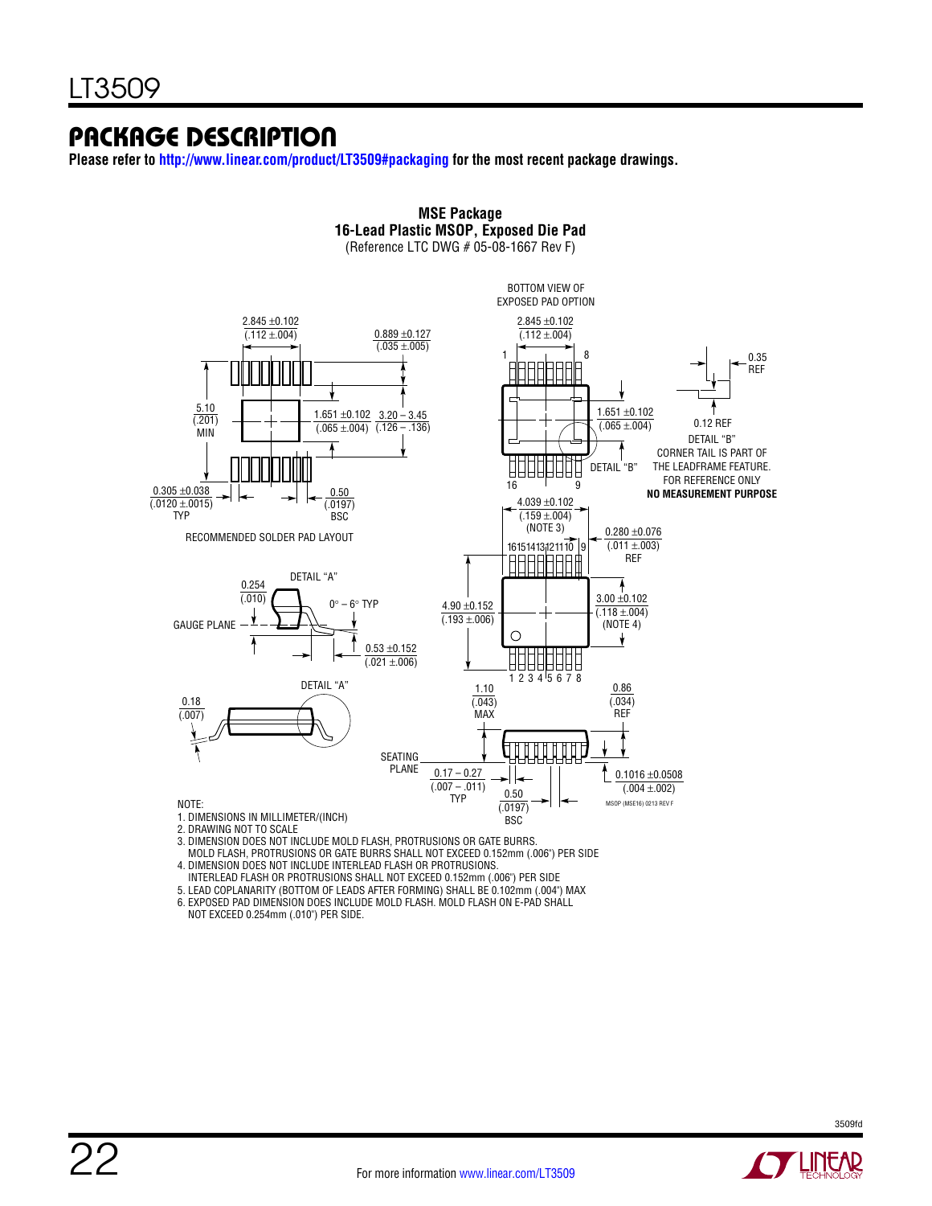## PACKAGE DESCRIPTION

**Please refer to http://www.linear.com/product/LT3509#packaging for the most recent package drawings.**

**MSE Package**
**16-Lead Plastic MSOP, Exposed Die Pad**
(Reference LTC DWG # 05-08-1667 Rev F)

BOTTOM VIEW OF EXPOSED PAD OPTION

2.845 ±0.102 (.112 ±.004)

0.889 ±0.127 (.035 ±.005)

5.10 (.201) MIN

1.651 ±0.102 (.065 ±.004)

3.20 – 3.45 (.126 – .136)

0.305 ±0.038 (.0120 ±.0015) TYP

0.50 (.0197) BSC

RECOMMENDED SOLDER PAD LAYOUT

0.35 REF

0.12 REF

DETAIL "B"

CORNER TAIL IS PART OF THE LEADFRAME FEATURE. FOR REFERENCE ONLY

**NO MEASUREMENT PURPOSE**

4.039 ±0.102 (.159 ±.004) (NOTE 3)

0.280 ±0.076 (.011 ±.003) REF

DETAIL "A"

0.254 (.010)

0° – 6° TYP

GAUGE PLANE

0.53 ±0.152 (.021 ±.006)

4.90 ±0.152 (.193 ±.006)

3.00 ±0.102 (.118 ±.004) (NOTE 4)

0.18 (.007)

1.10 (.043) MAX

0.86 (.034) REF

SEATING PLANE

0.17 – 0.27 (.007 – .011) TYP

0.50 (.0197) BSC

0.1016 ±0.0508 (.004 ±.002)

MSOP (MSE16) 0213 REV F

NOTE:
1. DIMENSIONS IN MILLIMETER/(INCH)
2. DRAWING NOT TO SCALE
3. DIMENSION DOES NOT INCLUDE MOLD FLASH, PROTRUSIONS OR GATE BURRS. MOLD FLASH, PROTRUSIONS OR GATE BURRS SHALL NOT EXCEED 0.152mm (.006") PER SIDE
4. DIMENSION DOES NOT INCLUDE INTERLEAD FLASH OR PROTRUSIONS. INTERLEAD FLASH OR PROTRUSIONS SHALL NOT EXCEED 0.152mm (.006") PER SIDE
5. LEAD COPLANARITY (BOTTOM OF LEADS AFTER FORMING) SHALL BE 0.102mm (.004") MAX
6. EXPOSED PAD DIMENSION DOES INCLUDE MOLD FLASH. MOLD FLASH ON E-PAD SHALL NOT EXCEED 0.254mm (.010") PER SIDE.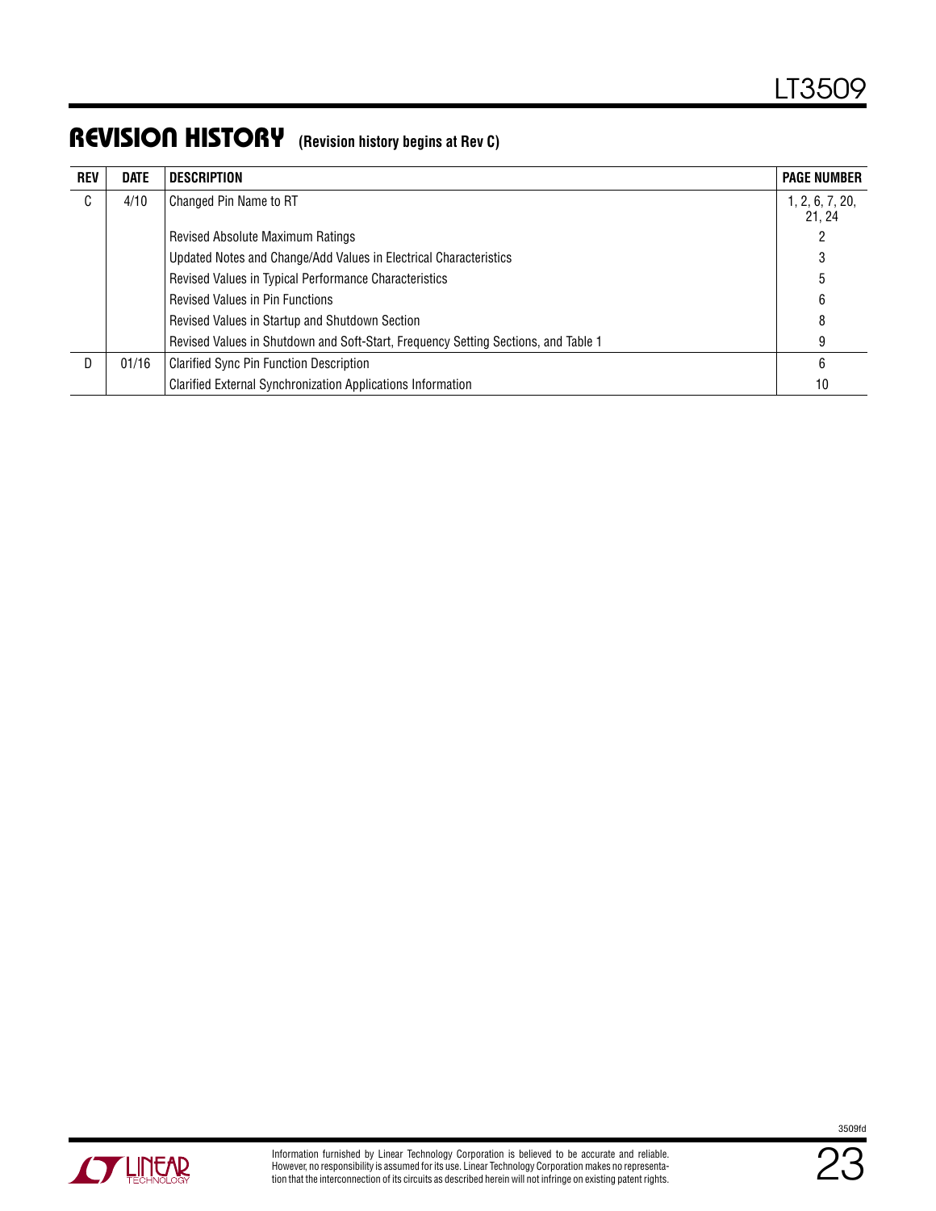## REVISION HISTORY (Revision history begins at Rev C)

| REV | DATE | DESCRIPTION | PAGE NUMBER |
|---|---|---|---|
| C | 4/10 | Changed Pin Name to RT | 1, 2, 6, 7, 20, 21, 24 |
| | | Revised Absolute Maximum Ratings | 2 |
| | | Updated Notes and Change/Add Values in Electrical Characteristics | 3 |
| | | Revised Values in Typical Performance Characteristics | 5 |
| | | Revised Values in Pin Functions | 6 |
| | | Revised Values in Startup and Shutdown Section | 8 |
| | | Revised Values in Shutdown and Soft-Start, Frequency Setting Sections, and Table 1 | 9 |
| D | 01/16 | Clarified Sync Pin Function Description | 6 |
| | | Clarified External Synchronization Applications Information | 10 |

Information furnished by Linear Technology Corporation is believed to be accurate and reliable. However, no responsibility is assumed for its use. Linear Technology Corporation makes no representation that the interconnection of its circuits as described herein will not infringe on existing patent rights.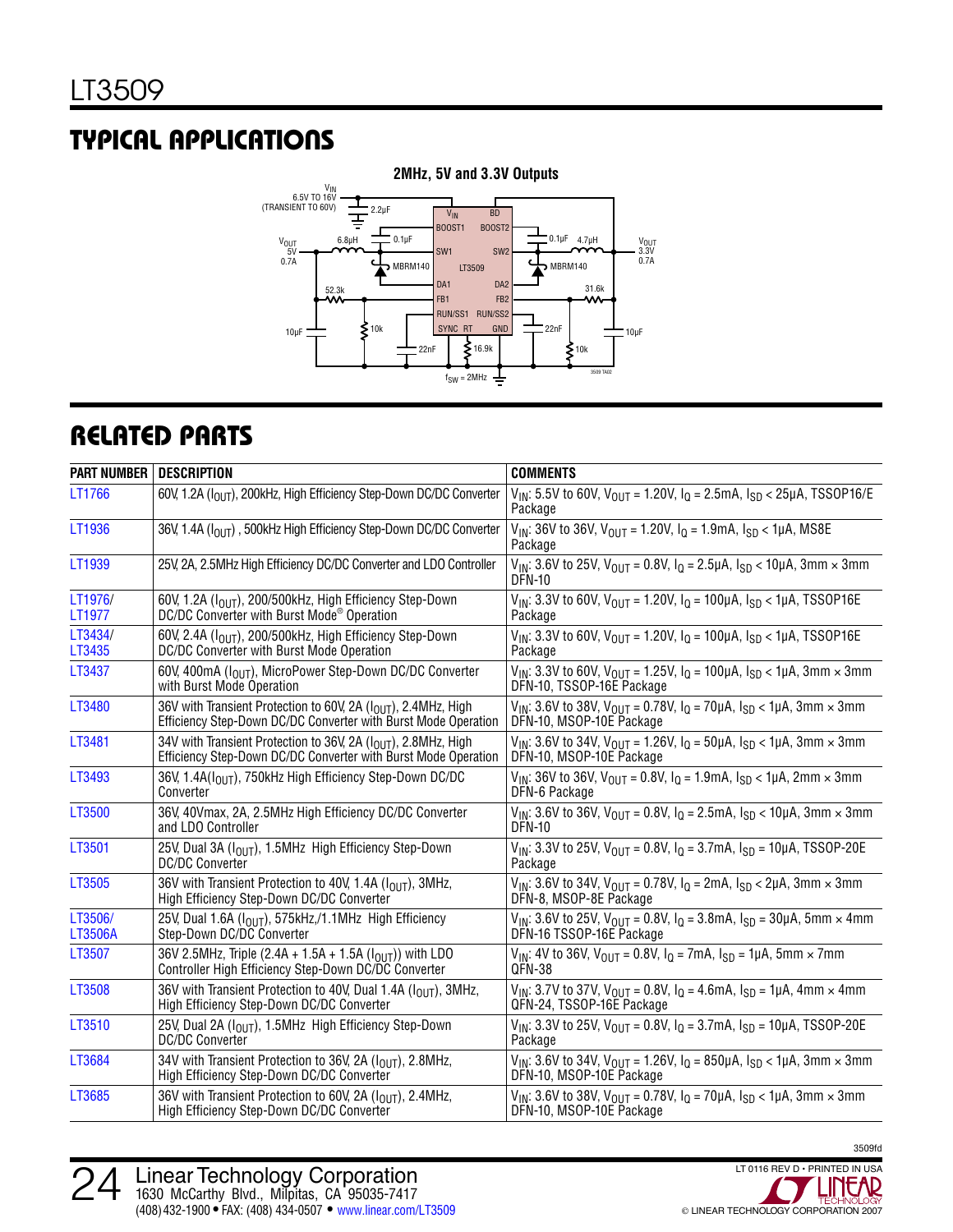LT3509

## TYPICAL APPLICATIONS

**2MHz, 5V and 3.3V Outputs**

$V_{IN}$
6.5V TO 16V
(TRANSIENT TO 60V)
2.2µF
$V_{IN}$ BD
BOOST1 BOOST2
0.1µF 0.1µF
6.8µH 4.7µH
$V_{OUT}$
5V
0.7A
SW1 SW2
MBRM140 MBRM140
LT3509
$V_{OUT}$
3.3V
0.7A
DA1 DA2
52.3k 31.6k
FB1 FB2
RUN/SS1 RUN/SS2
10µF 10k SYNC RT GND 22nF 10µF
22nF 16.9k 10k
$f_{SW}$ = 2MHz
3509 TA02

## RELATED PARTS

| PART NUMBER | DESCRIPTION | COMMENTS |
|---|---|---|
| LT1766 | 60V, 1.2A ($I_{OUT}$), 200kHz, High Efficiency Step-Down DC/DC Converter | $V_{IN}$: 5.5V to 60V, $V_{OUT}$ = 1.20V, $I_Q$ = 2.5mA, $I_{SD}$ < 25µA, TSSOP16/E Package |
| LT1936 | 36V, 1.4A ($I_{OUT}$) , 500kHz High Efficiency Step-Down DC/DC Converter | $V_{IN}$: 36V to 36V, $V_{OUT}$ = 1.20V, $I_Q$ = 1.9mA, $I_{SD}$ < 1µA, MS8E Package |
| LT1939 | 25V, 2A, 2.5MHz High Efficiency DC/DC Converter and LDO Controller | $V_{IN}$: 3.6V to 25V, $V_{OUT}$ = 0.8V, $I_Q$ = 2.5µA, $I_{SD}$ < 10µA, 3mm × 3mm DFN-10 |
| LT1976/ LT1977 | 60V, 1.2A ($I_{OUT}$), 200/500kHz, High Efficiency Step-Down DC/DC Converter with Burst Mode® Operation | $V_{IN}$: 3.3V to 60V, $V_{OUT}$ = 1.20V, $I_Q$ = 100µA, $I_{SD}$ < 1µA, TSSOP16E Package |
| LT3434/ LT3435 | 60V, 2.4A ($I_{OUT}$), 200/500kHz, High Efficiency Step-Down DC/DC Converter with Burst Mode Operation | $V_{IN}$: 3.3V to 60V, $V_{OUT}$ = 1.20V, $I_Q$ = 100µA, $I_{SD}$ < 1µA, TSSOP16E Package |
| LT3437 | 60V, 400mA ($I_{OUT}$), MicroPower Step-Down DC/DC Converter with Burst Mode Operation | $V_{IN}$: 3.3V to 60V, $V_{OUT}$ = 1.25V, $I_Q$ = 100µA, $I_{SD}$ < 1µA, 3mm × 3mm DFN-10, TSSOP-16E Package |
| LT3480 | 36V with Transient Protection to 60V, 2A ($I_{OUT}$), 2.4MHz, High Efficiency Step-Down DC/DC Converter with Burst Mode Operation | $V_{IN}$: 3.6V to 38V, $V_{OUT}$ = 0.78V, $I_Q$ = 70µA, $I_{SD}$ < 1µA, 3mm × 3mm DFN-10, MSOP-10E Package |
| LT3481 | 34V with Transient Protection to 36V, 2A ($I_{OUT}$), 2.8MHz, High Efficiency Step-Down DC/DC Converter with Burst Mode Operation | $V_{IN}$: 3.6V to 34V, $V_{OUT}$ = 1.26V, $I_Q$ = 50µA, $I_{SD}$ < 1µA, 3mm × 3mm DFN-10, MSOP-10E Package |
| LT3493 | 36V, 1.4A($I_{OUT}$), 750kHz High Efficiency Step-Down DC/DC Converter | $V_{IN}$: 36V to 36V, $V_{OUT}$ = 0.8V, $I_Q$ = 1.9mA, $I_{SD}$ < 1µA, 2mm × 3mm DFN-6 Package |
| LT3500 | 36V, 40Vmax, 2A, 2.5MHz High Efficiency DC/DC Converter and LDO Controller | $V_{IN}$: 3.6V to 36V, $V_{OUT}$ = 0.8V, $I_Q$ = 2.5mA, $I_{SD}$ < 10µA, 3mm × 3mm DFN-10 |
| LT3501 | 25V, Dual 3A ($I_{OUT}$), 1.5MHz High Efficiency Step-Down DC/DC Converter | $V_{IN}$: 3.3V to 25V, $V_{OUT}$ = 0.8V, $I_Q$ = 3.7mA, $I_{SD}$ = 10µA, TSSOP-20E Package |
| LT3505 | 36V with Transient Protection to 40V, 1.4A ($I_{OUT}$), 3MHz, High Efficiency Step-Down DC/DC Converter | $V_{IN}$: 3.6V to 34V, $V_{OUT}$ = 0.78V, $I_Q$ = 2mA, $I_{SD}$ < 2µA, 3mm × 3mm DFN-8, MSOP-8E Package |
| LT3506/ LT3506A | 25V, Dual 1.6A ($I_{OUT}$), 575kHz,/1.1MHz High Efficiency Step-Down DC/DC Converter | $V_{IN}$: 3.6V to 25V, $V_{OUT}$ = 0.8V, $I_Q$ = 3.8mA, $I_{SD}$ = 30µA, 5mm × 4mm DFN-16 TSSOP-16E Package |
| LT3507 | 36V 2.5MHz, Triple (2.4A + 1.5A + 1.5A ($I_{OUT}$)) with LDO Controller High Efficiency Step-Down DC/DC Converter | $V_{IN}$: 4V to 36V, $V_{OUT}$ = 0.8V, $I_Q$ = 7mA, $I_{SD}$ = 1µA, 5mm × 7mm QFN-38 |
| LT3508 | 36V with Transient Protection to 40V, Dual 1.4A ($I_{OUT}$), 3MHz, High Efficiency Step-Down DC/DC Converter | $V_{IN}$: 3.7V to 37V, $V_{OUT}$ = 0.8V, $I_Q$ = 4.6mA, $I_{SD}$ = 1µA, 4mm × 4mm QFN-24, TSSOP-16E Package |
| LT3510 | 25V, Dual 2A ($I_{OUT}$), 1.5MHz High Efficiency Step-Down DC/DC Converter | $V_{IN}$: 3.3V to 25V, $V_{OUT}$ = 0.8V, $I_Q$ = 3.7mA, $I_{SD}$ = 10µA, TSSOP-20E Package |
| LT3684 | 34V with Transient Protection to 36V, 2A ($I_{OUT}$), 2.8MHz, High Efficiency Step-Down DC/DC Converter | $V_{IN}$: 3.6V to 34V, $V_{OUT}$ = 1.26V, $I_Q$ = 850µA, $I_{SD}$ < 1µA, 3mm × 3mm DFN-10, MSOP-10E Package |
| LT3685 | 36V with Transient Protection to 60V, 2A ($I_{OUT}$), 2.4MHz, High Efficiency Step-Down DC/DC Converter | $V_{IN}$: 3.6V to 38V, $V_{OUT}$ = 0.78V, $I_Q$ = 70µA, $I_{SD}$ < 1µA, 3mm × 3mm DFN-10, MSOP-10E Package |

3509fd

Linear Technology Corporation
1630 McCarthy Blvd., Milpitas, CA 95035-7417
(408) 432-1900 • FAX: (408) 434-0507 • www.linear.com/LT3509

LT 0116 REV D • PRINTED IN USA
© LINEAR TECHNOLOGY CORPORATION 2007